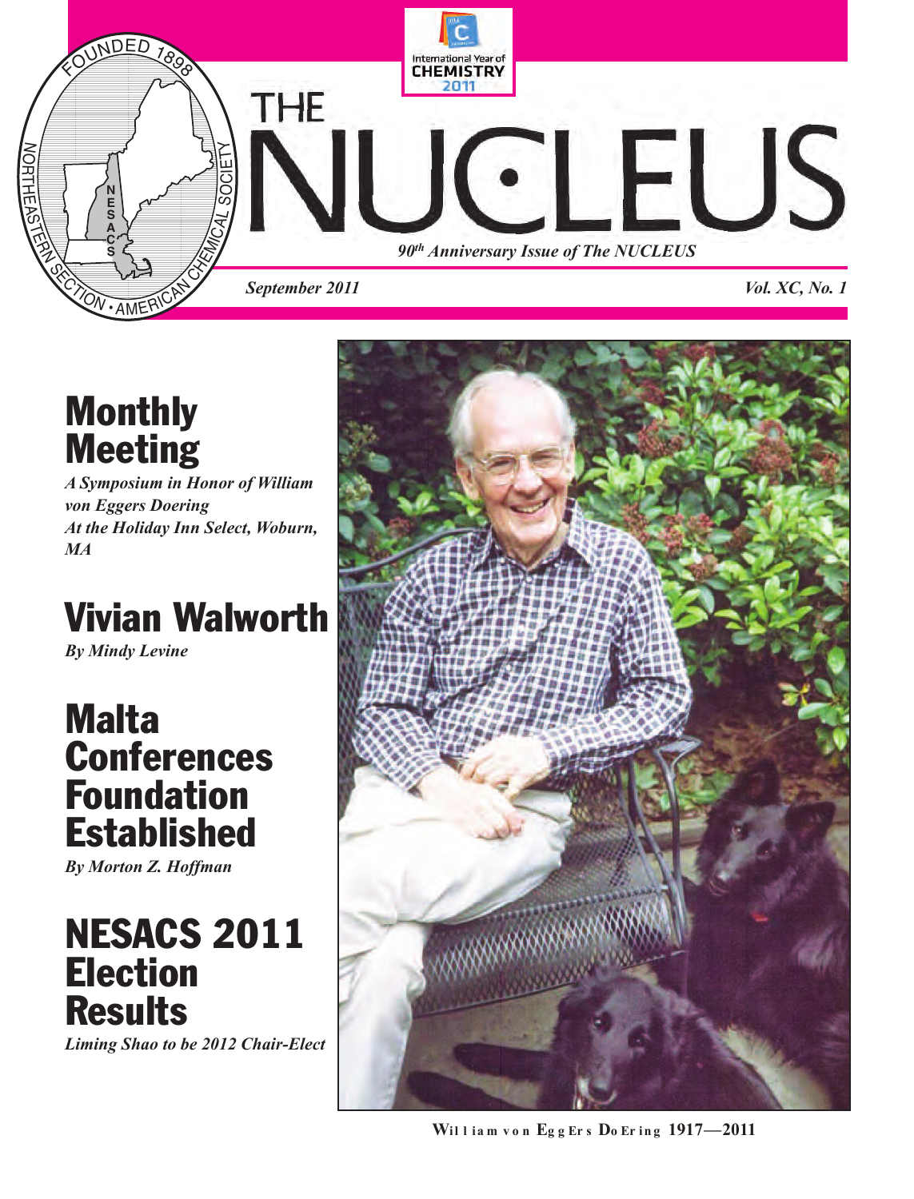# THE NUCLEUS

*90th Anniversary Issue of The NUCLEUS*

*September 2011* *Vol. XC, No. 1*

## Monthly Meeting

***A Symposium in Honor of William von Eggers Doering At the Holiday Inn Select, Woburn, MA***

## Vivian Walworth

***By Mindy Levine***

## Malta Conferences Foundation Established

***By Morton Z. Hoffman***

## NESACS 2011 Election Results

***Liming Shao to be 2012 Chair-Elect***

**William von Eggers Doering 1917—2011**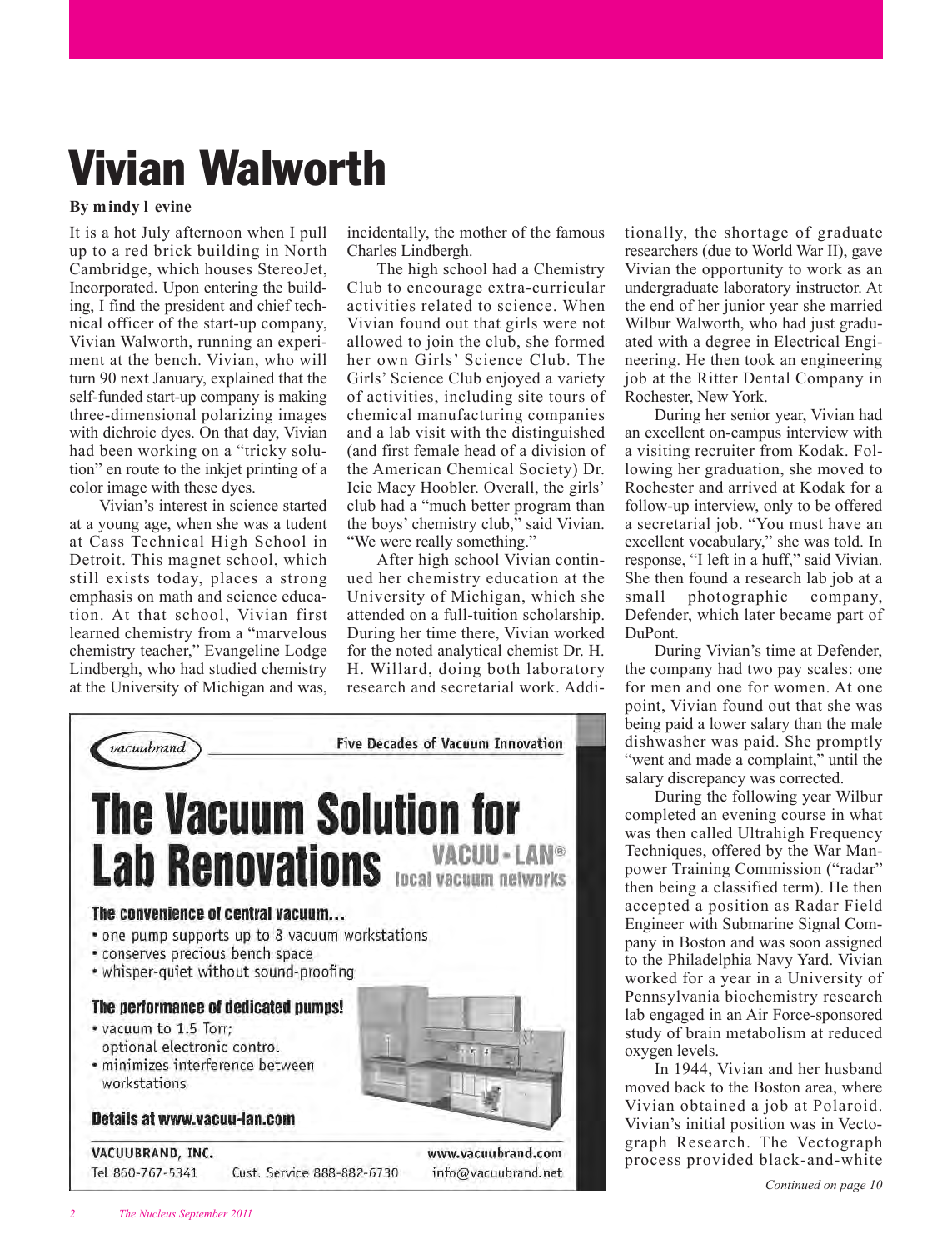# Vivian Walworth

**By mindy l evine**

It is a hot July afternoon when I pull up to a red brick building in North Cambridge, which houses StereoJet, Incorporated. Upon entering the building, I find the president and chief technical officer of the start-up company, Vivian Walworth, running an experiment at the bench. Vivian, who will turn 90 next January, explained that the self-funded start-up company is making three-dimensional polarizing images with dichroic dyes. On that day, Vivian had been working on a "tricky solution" en route to the inkjet printing of a color image with these dyes.

Vivian's interest in science started at a young age, when she was a tudent at Cass Technical High School in Detroit. This magnet school, which still exists today, places a strong emphasis on math and science education. At that school, Vivian first learned chemistry from a "marvelous chemistry teacher," Evangeline Lodge Lindbergh, who had studied chemistry at the University of Michigan and was, incidentally, the mother of the famous Charles Lindbergh.

The high school had a Chemistry Club to encourage extra-curricular activities related to science. When Vivian found out that girls were not allowed to join the club, she formed her own Girls' Science Club. The Girls' Science Club enjoyed a variety of activities, including site tours of chemical manufacturing companies and a lab visit with the distinguished (and first female head of a division of the American Chemical Society) Dr. Icie Macy Hoobler. Overall, the girls' club had a "much better program than the boys' chemistry club," said Vivian. "We were really something."

After high school Vivian continued her chemistry education at the University of Michigan, which she attended on a full-tuition scholarship. During her time there, Vivian worked for the noted analytical chemist Dr. H. H. Willard, doing both laboratory research and secretarial work. Additionally, the shortage of graduate researchers (due to World War II), gave Vivian the opportunity to work as an undergraduate laboratory instructor. At the end of her junior year she married Wilbur Walworth, who had just graduated with a degree in Electrical Engineering. He then took an engineering job at the Ritter Dental Company in Rochester, New York.

During her senior year, Vivian had an excellent on-campus interview with a visiting recruiter from Kodak. Following her graduation, she moved to Rochester and arrived at Kodak for a follow-up interview, only to be offered a secretarial job. "You must have an excellent vocabulary," she was told. In response, "I left in a huff," said Vivian. She then found a research lab job at a small photographic company, Defender, which later became part of DuPont.

During Vivian's time at Defender, the company had two pay scales: one for men and one for women. At one point, Vivian found out that she was being paid a lower salary than the male dishwasher was paid. She promptly "went and made a complaint," until the salary discrepancy was corrected.

During the following year Wilbur completed an evening course in what was then called Ultrahigh Frequency Techniques, offered by the War Manpower Training Commission ("radar" then being a classified term). He then accepted a position as Radar Field Engineer with Submarine Signal Company in Boston and was soon assigned to the Philadelphia Navy Yard. Vivian worked for a year in a University of Pennsylvania biochemistry research lab engaged in an Air Force-sponsored study of brain metabolism at reduced oxygen levels.

In 1944, Vivian and her husband moved back to the Boston area, where Vivian obtained a job at Polaroid. Vivian's initial position was in Vectograph Research. The Vectograph process provided black-and-white

*Continued on page 10*

---

vacuubrand — Five Decades of Vacuum Innovation

# The Vacuum Solution for Lab Renovations

VACUU-LAN® local vacuum networks

### The convenience of central vacuum...

- one pump supports up to 8 vacuum workstations
- conserves precious bench space
- whisper-quiet without sound-proofing

### The performance of dedicated pumps!

- vacuum to 1.5 Torr; optional electronic control
- minimizes interference between workstations

**Details at www.vacuu-lan.com**

VACUUBRAND, INC. www.vacuubrand.com
Tel 860-767-5341 Cust. Service 888-882-6730 info@vacuubrand.net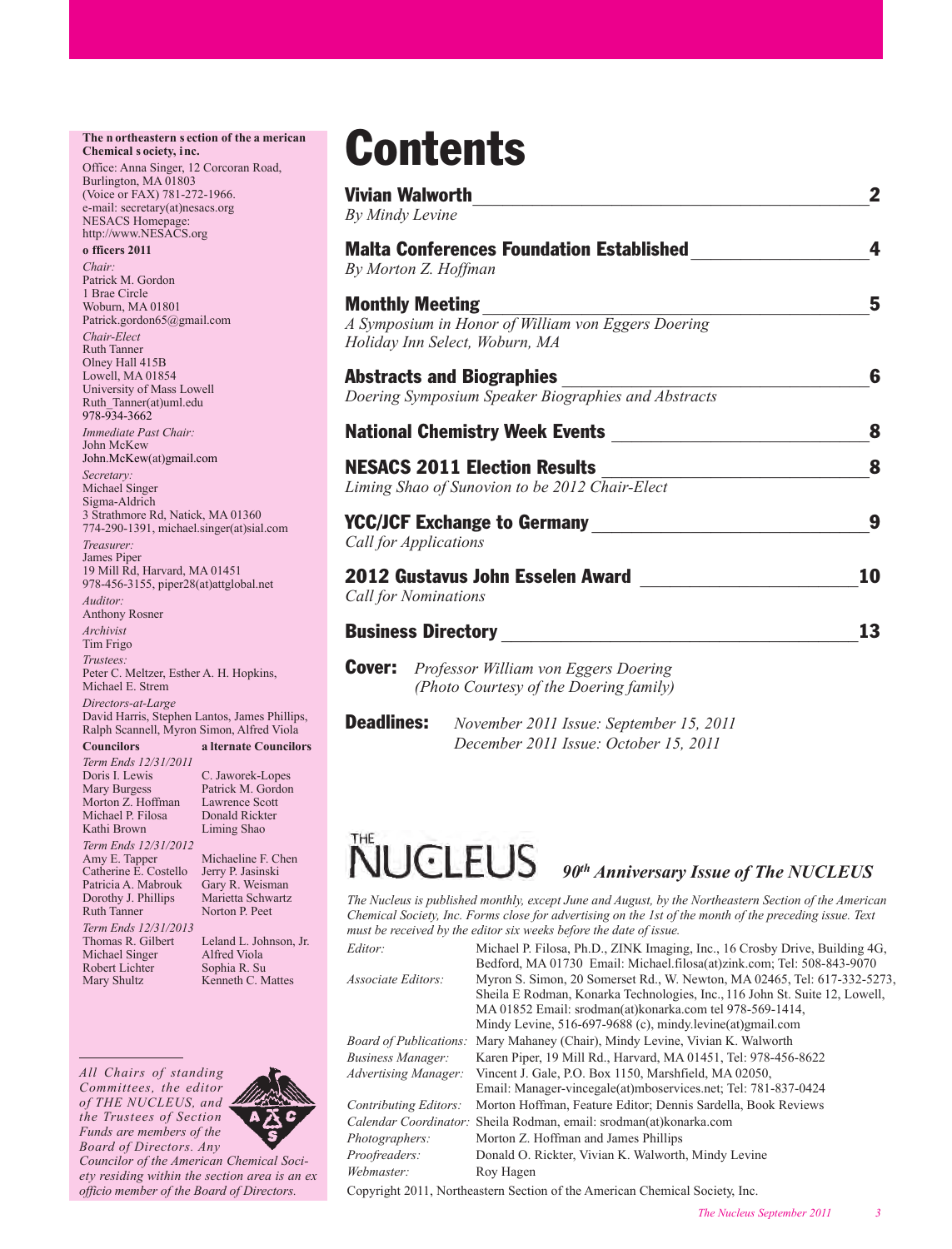**The Northeastern Section of the American Chemical Society, Inc.**

Office: Anna Singer, 12 Corcoran Road, Burlington, MA 01803
(Voice or FAX) 781-272-1966.
e-mail: secretary(at)nesacs.org
NESACS Homepage:
http://www.NESACS.org

**Officers 2011**

*Chair:*
Patrick M. Gordon
1 Brae Circle
Woburn, MA 01801
Patrick.gordon65@gmail.com

*Chair-Elect*
Ruth Tanner
Olney Hall 415B
Lowell, MA 01854
University of Mass Lowell
Ruth_Tanner(at)uml.edu
978-934-3662

*Immediate Past Chair:*
John McKew
John.McKew(at)gmail.com

*Secretary:*
Michael Singer
Sigma-Aldrich
3 Strathmore Rd, Natick, MA 01360
774-290-1391, michael.singer(at)sial.com

*Treasurer:*
James Piper
19 Mill Rd, Harvard, MA 01451
978-456-3155, piper28(at)attglobal.net

*Auditor:*
Anthony Rosner

*Archivist*
Tim Frigo

*Trustees:*
Peter C. Meltzer, Esther A. H. Hopkins, Michael E. Strem

*Directors-at-Large*
David Harris, Stephen Lantos, James Phillips, Ralph Scannell, Myron Simon, Alfred Viola

| Councilors | Alternate Councilors |
|---|---|
| *Term Ends 12/31/2011* | |
| Doris I. Lewis | C. Jaworek-Lopes |
| Mary Burgess | Patrick M. Gordon |
| Morton Z. Hoffman | Lawrence Scott |
| Michael P. Filosa | Donald Rickter |
| Kathi Brown | Liming Shao |
| *Term Ends 12/31/2012* | |
| Amy E. Tapper | Michaeline F. Chen |
| Catherine E. Costello | Jerry P. Jasinski |
| Patricia A. Mabrouk | Gary R. Weisman |
| Dorothy J. Phillips | Marietta Schwartz |
| Ruth Tanner | Norton P. Peet |
| *Term Ends 12/31/2013* | |
| Thomas R. Gilbert | Leland L. Johnson, Jr. |
| Michael Singer | Alfred Viola |
| Robert Lichter | Sophia R. Su |
| Mary Shultz | Kenneth C. Mattes |

*All Chairs of standing Committees, the editor of THE NUCLEUS, and the Trustees of Section Funds are members of the Board of Directors. Any Councilor of the American Chemical Society residing within the section area is an ex officio member of the Board of Directors.*

# Contents

**Vivian Walworth** ____ **2**
*By Mindy Levine*

**Malta Conferences Foundation Established** ____ **4**
*By Morton Z. Hoffman*

**Monthly Meeting** ____ **5**
*A Symposium in Honor of William von Eggers Doering*
*Holiday Inn Select, Woburn, MA*

**Abstracts and Biographies** ____ **6**
*Doering Symposium Speaker Biographies and Abstracts*

**National Chemistry Week Events** ____ **8**

**NESACS 2011 Election Results** ____ **8**
*Liming Shao of Sunovion to be 2012 Chair-Elect*

**YCC/JCF Exchange to Germany** ____ **9**
*Call for Applications*

**2012 Gustavus John Esselen Award** ____ **10**
*Call for Nominations*

**Business Directory** ____ **13**

**Cover:** *Professor William von Eggers Doering (Photo Courtesy of the Doering family)*

**Deadlines:** *November 2011 Issue: September 15, 2011*
*December 2011 Issue: October 15, 2011*

THE NUCLEUS

***90th Anniversary Issue of The NUCLEUS***

*The Nucleus is published monthly, except June and August, by the Northeastern Section of the American Chemical Society, Inc. Forms close for advertising on the 1st of the month of the preceding issue. Text must be received by the editor six weeks before the date of issue.*

| | |
|---|---|
| *Editor:* | Michael P. Filosa, Ph.D., ZINK Imaging, Inc., 16 Crosby Drive, Building 4G, Bedford, MA 01730 Email: Michael.filosa(at)zink.com; Tel: 508-843-9070 |
| *Associate Editors:* | Myron S. Simon, 20 Somerset Rd., W. Newton, MA 02465, Tel: 617-332-5273, Sheila E Rodman, Konarka Technologies, Inc., 116 John St. Suite 12, Lowell, MA 01852 Email: srodman(at)konarka.com tel 978-569-1414, Mindy Levine, 516-697-9688 (c), mindy.levine(at)gmail.com |
| *Board of Publications:* | Mary Mahaney (Chair), Mindy Levine, Vivian K. Walworth |
| *Business Manager:* | Karen Piper, 19 Mill Rd., Harvard, MA 01451, Tel: 978-456-8622 |
| *Advertising Manager:* | Vincent J. Gale, P.O. Box 1150, Marshfield, MA 02050, Email: Manager-vincegale(at)mboservices.net; Tel: 781-837-0424 |
| *Contributing Editors:* | Morton Hoffman, Feature Editor; Dennis Sardella, Book Reviews |
| *Calendar Coordinator:* | Sheila Rodman, email: srodman(at)konarka.com |
| *Photographers:* | Morton Z. Hoffman and James Phillips |
| *Proofreaders:* | Donald O. Rickter, Vivian K. Walworth, Mindy Levine |
| *Webmaster:* | Roy Hagen |

Copyright 2011, Northeastern Section of the American Chemical Society, Inc.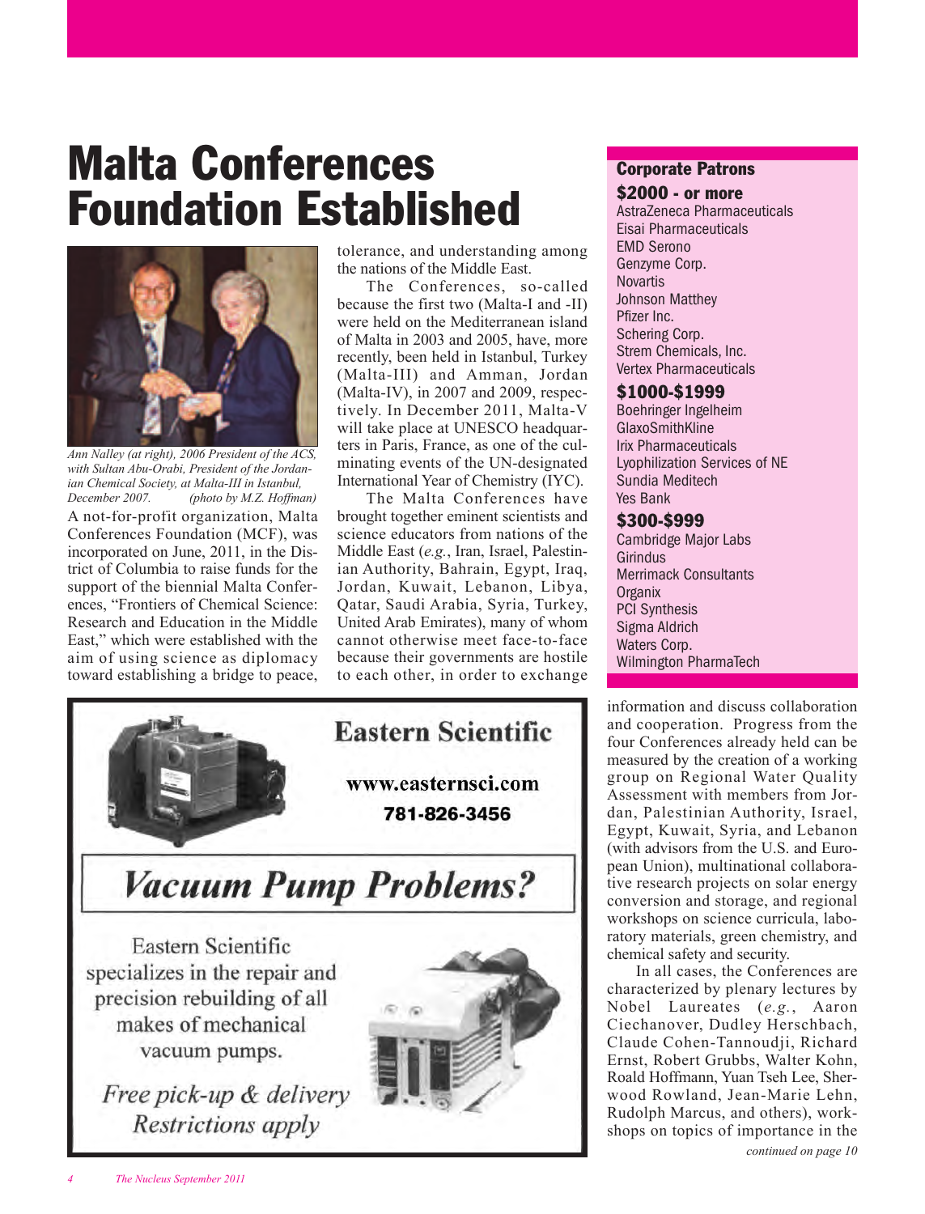# Malta Conferences Foundation Established

*Ann Nalley (at right), 2006 President of the ACS, with Sultan Abu-Orabi, President of the Jordanian Chemical Society, at Malta-III in Istanbul, December 2007. (photo by M.Z. Hoffman)*

A not-for-profit organization, Malta Conferences Foundation (MCF), was incorporated on June, 2011, in the District of Columbia to raise funds for the support of the biennial Malta Conferences, "Frontiers of Chemical Science: Research and Education in the Middle East," which were established with the aim of using science as diplomacy toward establishing a bridge to peace, tolerance, and understanding among the nations of the Middle East.

The Conferences, so-called because the first two (Malta-I and -II) were held on the Mediterranean island of Malta in 2003 and 2005, have, more recently, been held in Istanbul, Turkey (Malta-III) and Amman, Jordan (Malta-IV), in 2007 and 2009, respectively. In December 2011, Malta-V will take place at UNESCO headquarters in Paris, France, as one of the culminating events of the UN-designated International Year of Chemistry (IYC).

The Malta Conferences have brought together eminent scientists and science educators from nations of the Middle East (*e.g.*, Iran, Israel, Palestinian Authority, Bahrain, Egypt, Iraq, Jordan, Kuwait, Lebanon, Libya, Qatar, Saudi Arabia, Syria, Turkey, United Arab Emirates), many of whom cannot otherwise meet face-to-face because their governments are hostile to each other, in order to exchange information and discuss collaboration and cooperation. Progress from the four Conferences already held can be measured by the creation of a working group on Regional Water Quality Assessment with members from Jordan, Palestinian Authority, Israel, Egypt, Kuwait, Syria, and Lebanon (with advisors from the U.S. and European Union), multinational collaborative research projects on solar energy conversion and storage, and regional workshops on science curricula, laboratory materials, green chemistry, and chemical safety and security.

In all cases, the Conferences are characterized by plenary lectures by Nobel Laureates (*e.g.*, Aaron Ciechanover, Dudley Herschbach, Claude Cohen-Tannoudji, Richard Ernst, Robert Grubbs, Walter Kohn, Roald Hoffmann, Yuan Tseh Lee, Sherwood Rowland, Jean-Marie Lehn, Rudolph Marcus, and others), workshops on topics of importance in the

*continued on page 10*

## Corporate Patrons

### $2000 - or more

AstraZeneca Pharmaceuticals
Eisai Pharmaceuticals
EMD Serono
Genzyme Corp.
Novartis
Johnson Matthey
Pfizer Inc.
Schering Corp.
Strem Chemicals, Inc.
Vertex Pharmaceuticals

### $1000-$1999

Boehringer Ingelheim
GlaxoSmithKline
Irix Pharmaceuticals
Lyophilization Services of NE
Sundia Meditech
Yes Bank

### $300-$999

Cambridge Major Labs
Girindus
Merrimack Consultants
Organix
PCI Synthesis
Sigma Aldrich
Waters Corp.
Wilmington PharmaTech

**Eastern Scientific**

www.easternsci.com
781-826-3456

*Vacuum Pump Problems?*

Eastern Scientific specializes in the repair and precision rebuilding of all makes of mechanical vacuum pumps.

*Free pick-up & delivery*
*Restrictions apply*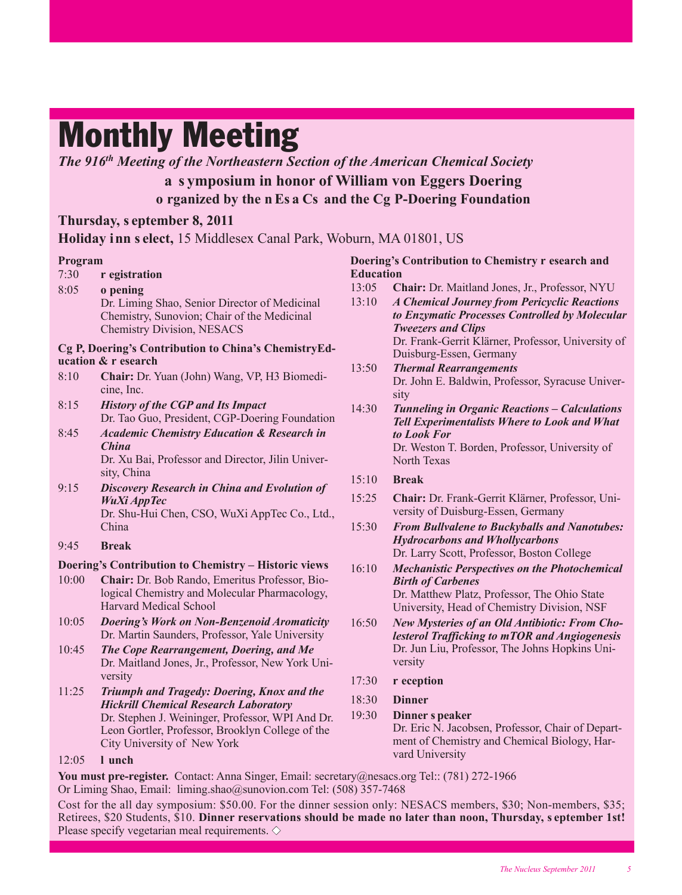# Monthly Meeting

***The 916th Meeting of the Northeastern Section of the American Chemical Society***

**A Symposium in honor of William von Eggers Doering**

**Organized by the NESACS and the CGP-Doering Foundation**

**Thursday, September 8, 2011**

**Holiday Inn Select,** 15 Middlesex Canal Park, Woburn, MA 01801, US

**Program**

7:30 **Registration**

8:05 **Opening**
Dr. Liming Shao, Senior Director of Medicinal Chemistry, Sunovion; Chair of the Medicinal Chemistry Division, NESACS

**CGP, Doering's Contribution to China's ChemistryEducation & Research**

8:10 **Chair:** Dr. Yuan (John) Wang, VP, H3 Biomedicine, Inc.

8:15 ***History of the CGP and Its Impact***
Dr. Tao Guo, President, CGP-Doering Foundation

8:45 ***Academic Chemistry Education & Research in China***
Dr. Xu Bai, Professor and Director, Jilin University, China

9:15 ***Discovery Research in China and Evolution of WuXi AppTec***
Dr. Shu-Hui Chen, CSO, WuXi AppTec Co., Ltd., China

9:45 **Break**

**Doering's Contribution to Chemistry – Historic views**

10:00 **Chair:** Dr. Bob Rando, Emeritus Professor, Biological Chemistry and Molecular Pharmacology, Harvard Medical School

10:05 ***Doering's Work on Non-Benzenoid Aromaticity***
Dr. Martin Saunders, Professor, Yale University

10:45 ***The Cope Rearrangement, Doering, and Me***
Dr. Maitland Jones, Jr., Professor, New York University

11:25 ***Triumph and Tragedy: Doering, Knox and the Hickrill Chemical Research Laboratory***
Dr. Stephen J. Weininger, Professor, WPI And Dr. Leon Gortler, Professor, Brooklyn College of the City University of New York

12:05 **Lunch**

**Doering's Contribution to Chemistry Research and Education**

13:05 **Chair:** Dr. Maitland Jones, Jr., Professor, NYU

13:10 ***A Chemical Journey from Pericyclic Reactions to Enzymatic Processes Controlled by Molecular Tweezers and Clips***
Dr. Frank-Gerrit Klärner, Professor, University of Duisburg-Essen, Germany

13:50 ***Thermal Rearrangements***
Dr. John E. Baldwin, Professor, Syracuse University

14:30 ***Tunneling in Organic Reactions – Calculations Tell Experimentalists Where to Look and What to Look For***
Dr. Weston T. Borden, Professor, University of North Texas

15:10 **Break**

15:25 **Chair:** Dr. Frank-Gerrit Klärner, Professor, University of Duisburg-Essen, Germany

15:30 ***From Bullvalene to Buckyballs and Nanotubes: Hydrocarbons and Whollycarbons***
Dr. Larry Scott, Professor, Boston College

16:10 ***Mechanistic Perspectives on the Photochemical Birth of Carbenes***
Dr. Matthew Platz, Professor, The Ohio State University, Head of Chemistry Division, NSF

16:50 ***New Mysteries of an Old Antibiotic: From Cholesterol Trafficking to mTOR and Angiogenesis***
Dr. Jun Liu, Professor, The Johns Hopkins University

17:30 **Reception**

18:30 **Dinner**

19:30 **Dinner Speaker**
Dr. Eric N. Jacobsen, Professor, Chair of Department of Chemistry and Chemical Biology, Harvard University

**You must pre-register.** Contact: Anna Singer, Email: secretary@nesacs.org Tel:: (781) 272-1966
Or Liming Shao, Email: liming.shao@sunovion.com Tel: (508) 357-7468

Cost for the all day symposium: $50.00. For the dinner session only: NESACS members, $30; Non-members, $35; Retirees, $20 Students, $10. **Dinner reservations should be made no later than noon, Thursday, September 1st!** Please specify vegetarian meal requirements. ◇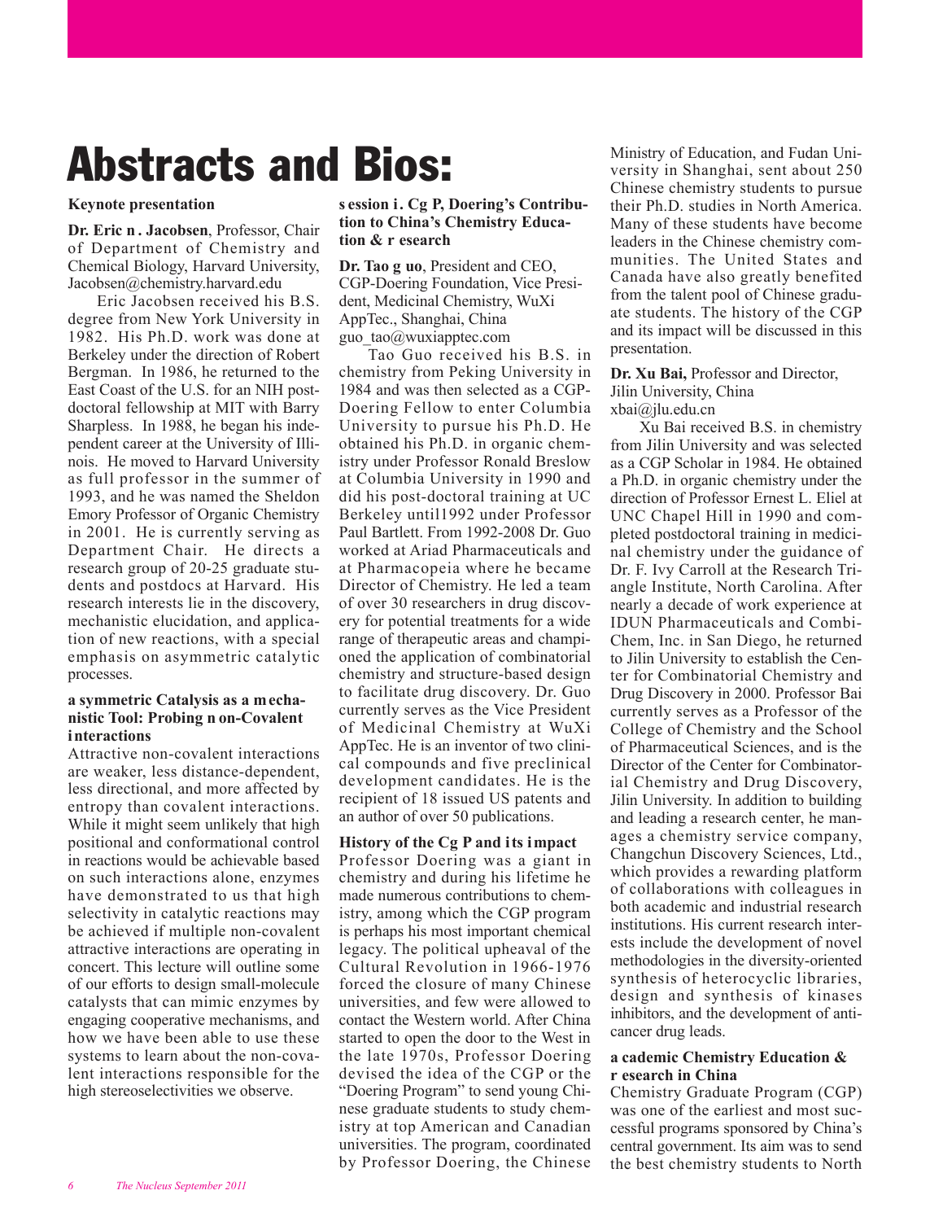# Abstracts and Bios:

### Keynote presentation

**Dr. Eric n . Jacobsen**, Professor, Chair of Department of Chemistry and Chemical Biology, Harvard University, Jacobsen@chemistry.harvard.edu

Eric Jacobsen received his B.S. degree from New York University in 1982. His Ph.D. work was done at Berkeley under the direction of Robert Bergman. In 1986, he returned to the East Coast of the U.S. for an NIH postdoctoral fellowship at MIT with Barry Sharpless. In 1988, he began his independent career at the University of Illinois. He moved to Harvard University as full professor in the summer of 1993, and he was named the Sheldon Emory Professor of Organic Chemistry in 2001. He is currently serving as Department Chair. He directs a research group of 20-25 graduate students and postdocs at Harvard. His research interests lie in the discovery, mechanistic elucidation, and application of new reactions, with a special emphasis on asymmetric catalytic processes.

### a symmetric Catalysis as a m echanistic Tool: Probing n on-Covalent i nteractions

Attractive non-covalent interactions are weaker, less distance-dependent, less directional, and more affected by entropy than covalent interactions. While it might seem unlikely that high positional and conformational control in reactions would be achievable based on such interactions alone, enzymes have demonstrated to us that high selectivity in catalytic reactions may be achieved if multiple non-covalent attractive interactions are operating in concert. This lecture will outline some of our efforts to design small-molecule catalysts that can mimic enzymes by engaging cooperative mechanisms, and how we have been able to use these systems to learn about the non-covalent interactions responsible for the high stereoselectivities we observe.

### s ession i . Cg P, Doering's Contribution to China's Chemistry Education & r esearch

**Dr. Tao g uo**, President and CEO, CGP-Doering Foundation, Vice President, Medicinal Chemistry, WuXi AppTec., Shanghai, China guo_tao@wuxiapptec.com

Tao Guo received his B.S. in chemistry from Peking University in 1984 and was then selected as a CGP-Doering Fellow to enter Columbia University to pursue his Ph.D. He obtained his Ph.D. in organic chemistry under Professor Ronald Breslow at Columbia University in 1990 and did his post-doctoral training at UC Berkeley until1992 under Professor Paul Bartlett. From 1992-2008 Dr. Guo worked at Ariad Pharmaceuticals and at Pharmacopeia where he became Director of Chemistry. He led a team of over 30 researchers in drug discovery for potential treatments for a wide range of therapeutic areas and championed the application of combinatorial chemistry and structure-based design to facilitate drug discovery. Dr. Guo currently serves as the Vice President of Medicinal Chemistry at WuXi AppTec. He is an inventor of two clinical compounds and five preclinical development candidates. He is the recipient of 18 issued US patents and an author of over 50 publications.

### History of the Cg P and its impact

Professor Doering was a giant in chemistry and during his lifetime he made numerous contributions to chemistry, among which the CGP program is perhaps his most important chemical legacy. The political upheaval of the Cultural Revolution in 1966-1976 forced the closure of many Chinese universities, and few were allowed to contact the Western world. After China started to open the door to the West in the late 1970s, Professor Doering devised the idea of the CGP or the "Doering Program" to send young Chinese graduate students to study chemistry at top American and Canadian universities. The program, coordinated by Professor Doering, the Chinese Ministry of Education, and Fudan University in Shanghai, sent about 250 Chinese chemistry students to pursue their Ph.D. studies in North America. Many of these students have become leaders in the Chinese chemistry communities. The United States and Canada have also greatly benefited from the talent pool of Chinese graduate students. The history of the CGP and its impact will be discussed in this presentation.

**Dr. Xu Bai,** Professor and Director, Jilin University, China xbai@jlu.edu.cn

Xu Bai received B.S. in chemistry from Jilin University and was selected as a CGP Scholar in 1984. He obtained a Ph.D. in organic chemistry under the direction of Professor Ernest L. Eliel at UNC Chapel Hill in 1990 and completed postdoctoral training in medicinal chemistry under the guidance of Dr. F. Ivy Carroll at the Research Triangle Institute, North Carolina. After nearly a decade of work experience at IDUN Pharmaceuticals and CombiChem, Inc. in San Diego, he returned to Jilin University to establish the Center for Combinatorial Chemistry and Drug Discovery in 2000. Professor Bai currently serves as a Professor of the College of Chemistry and the School of Pharmaceutical Sciences, and is the Director of the Center for Combinatorial Chemistry and Drug Discovery, Jilin University. In addition to building and leading a research center, he manages a chemistry service company, Changchun Discovery Sciences, Ltd., which provides a rewarding platform of collaborations with colleagues in both academic and industrial research institutions. His current research interests include the development of novel methodologies in the diversity-oriented synthesis of heterocyclic libraries, design and synthesis of kinases inhibitors, and the development of anticancer drug leads.

### a cademic Chemistry Education & r esearch in China

Chemistry Graduate Program (CGP) was one of the earliest and most successful programs sponsored by China's central government. Its aim was to send the best chemistry students to North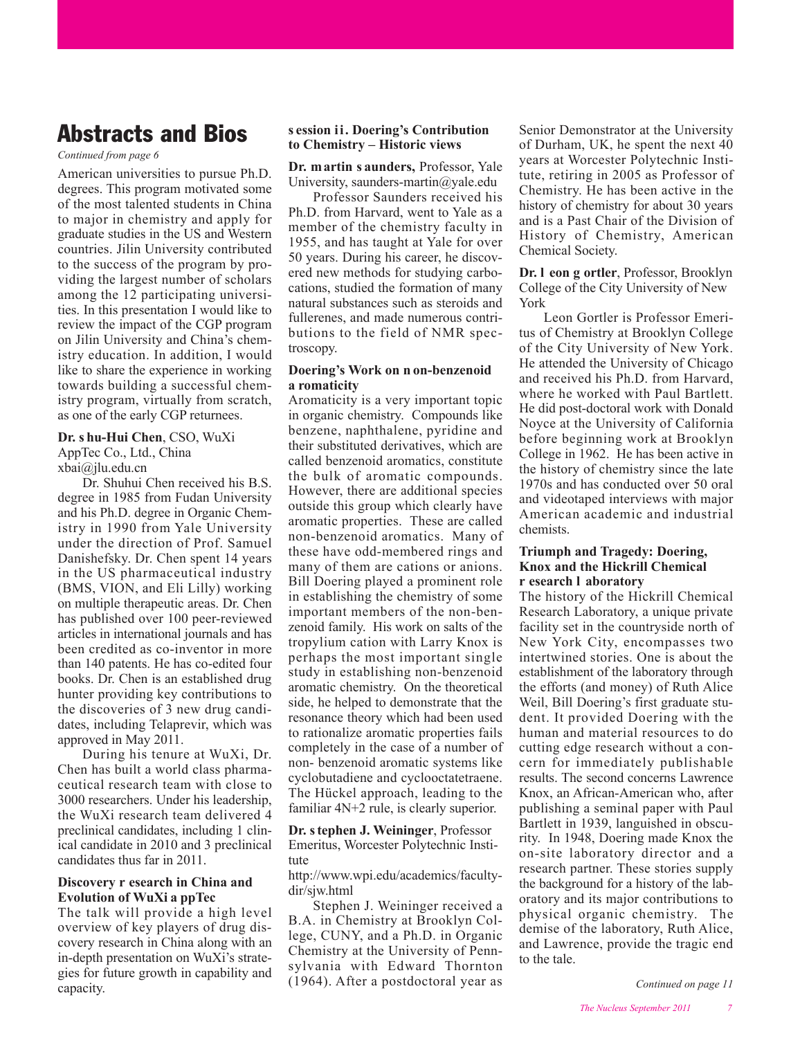# Abstracts and Bios

*Continued from page 6*

American universities to pursue Ph.D. degrees. This program motivated some of the most talented students in China to major in chemistry and apply for graduate studies in the US and Western countries. Jilin University contributed to the success of the program by providing the largest number of scholars among the 12 participating universities. In this presentation I would like to review the impact of the CGP program on Jilin University and China's chemistry education. In addition, I would like to share the experience in working towards building a successful chemistry program, virtually from scratch, as one of the early CGP returnees.

**Dr. Shu-Hui Chen**, CSO, WuXi AppTec Co., Ltd., China
xbai@jlu.edu.cn

Dr. Shuhui Chen received his B.S. degree in 1985 from Fudan University and his Ph.D. degree in Organic Chemistry in 1990 from Yale University under the direction of Prof. Samuel Danishefsky. Dr. Chen spent 14 years in the US pharmaceutical industry (BMS, VION, and Eli Lilly) working on multiple therapeutic areas. Dr. Chen has published over 100 peer-reviewed articles in international journals and has been credited as co-inventor in more than 140 patents. He has co-edited four books. Dr. Chen is an established drug hunter providing key contributions to the discoveries of 3 new drug candidates, including Telaprevir, which was approved in May 2011.

During his tenure at WuXi, Dr. Chen has built a world class pharmaceutical research team with close to 3000 researchers. Under his leadership, the WuXi research team delivered 4 preclinical candidates, including 1 clinical candidate in 2010 and 3 preclinical candidates thus far in 2011.

### Discovery Research in China and Evolution of WuXi AppTec

The talk will provide a high level overview of key players of drug discovery research in China along with an in-depth presentation on WuXi's strategies for future growth in capability and capacity.

## Session II. Doering's Contribution to Chemistry – Historic views

**Dr. Martin Saunders,** Professor, Yale University, saunders-martin@yale.edu

Professor Saunders received his Ph.D. from Harvard, went to Yale as a member of the chemistry faculty in 1955, and has taught at Yale for over 50 years. During his career, he discovered new methods for studying carbocations, studied the formation of many natural substances such as steroids and fullerenes, and made numerous contributions to the field of NMR spectroscopy.

### Doering's Work on Non-benzenoid Aromaticity

Aromaticity is a very important topic in organic chemistry. Compounds like benzene, naphthalene, pyridine and their substituted derivatives, which are called benzenoid aromatics, constitute the bulk of aromatic compounds. However, there are additional species outside this group which clearly have aromatic properties. These are called non-benzenoid aromatics. Many of these have odd-membered rings and many of them are cations or anions. Bill Doering played a prominent role in establishing the chemistry of some important members of the non-benzenoid family. His work on salts of the tropylium cation with Larry Knox is perhaps the most important single study in establishing non-benzenoid aromatic chemistry. On the theoretical side, he helped to demonstrate that the resonance theory which had been used to rationalize aromatic properties fails completely in the case of a number of non- benzenoid aromatic systems like cyclobutadiene and cyclooctatetraene. The Hückel approach, leading to the familiar 4N+2 rule, is clearly superior.

**Dr. Stephen J. Weininger**, Professor Emeritus, Worcester Polytechnic Institute
http://www.wpi.edu/academics/facultydir/sjw.html

Stephen J. Weininger received a B.A. in Chemistry at Brooklyn College, CUNY, and a Ph.D. in Organic Chemistry at the University of Pennsylvania with Edward Thornton (1964). After a postdoctoral year as Senior Demonstrator at the University of Durham, UK, he spent the next 40 years at Worcester Polytechnic Institute, retiring in 2005 as Professor of Chemistry. He has been active in the history of chemistry for about 30 years and is a Past Chair of the Division of History of Chemistry, American Chemical Society.

**Dr. Leon Gortler**, Professor, Brooklyn College of the City University of New York

Leon Gortler is Professor Emeritus of Chemistry at Brooklyn College of the City University of New York. He attended the University of Chicago and received his Ph.D. from Harvard, where he worked with Paul Bartlett. He did post-doctoral work with Donald Noyce at the University of California before beginning work at Brooklyn College in 1962. He has been active in the history of chemistry since the late 1970s and has conducted over 50 oral and videotaped interviews with major American academic and industrial chemists.

### Triumph and Tragedy: Doering, Knox and the Hickrill Chemical Research Laboratory

The history of the Hickrill Chemical Research Laboratory, a unique private facility set in the countryside north of New York City, encompasses two intertwined stories. One is about the establishment of the laboratory through the efforts (and money) of Ruth Alice Weil, Bill Doering's first graduate student. It provided Doering with the human and material resources to do cutting edge research without a concern for immediately publishable results. The second concerns Lawrence Knox, an African-American who, after publishing a seminal paper with Paul Bartlett in 1939, languished in obscurity. In 1948, Doering made Knox the on-site laboratory director and a research partner. These stories supply the background for a history of the laboratory and its major contributions to physical organic chemistry. The demise of the laboratory, Ruth Alice, and Lawrence, provide the tragic end to the tale.

*Continued on page 11*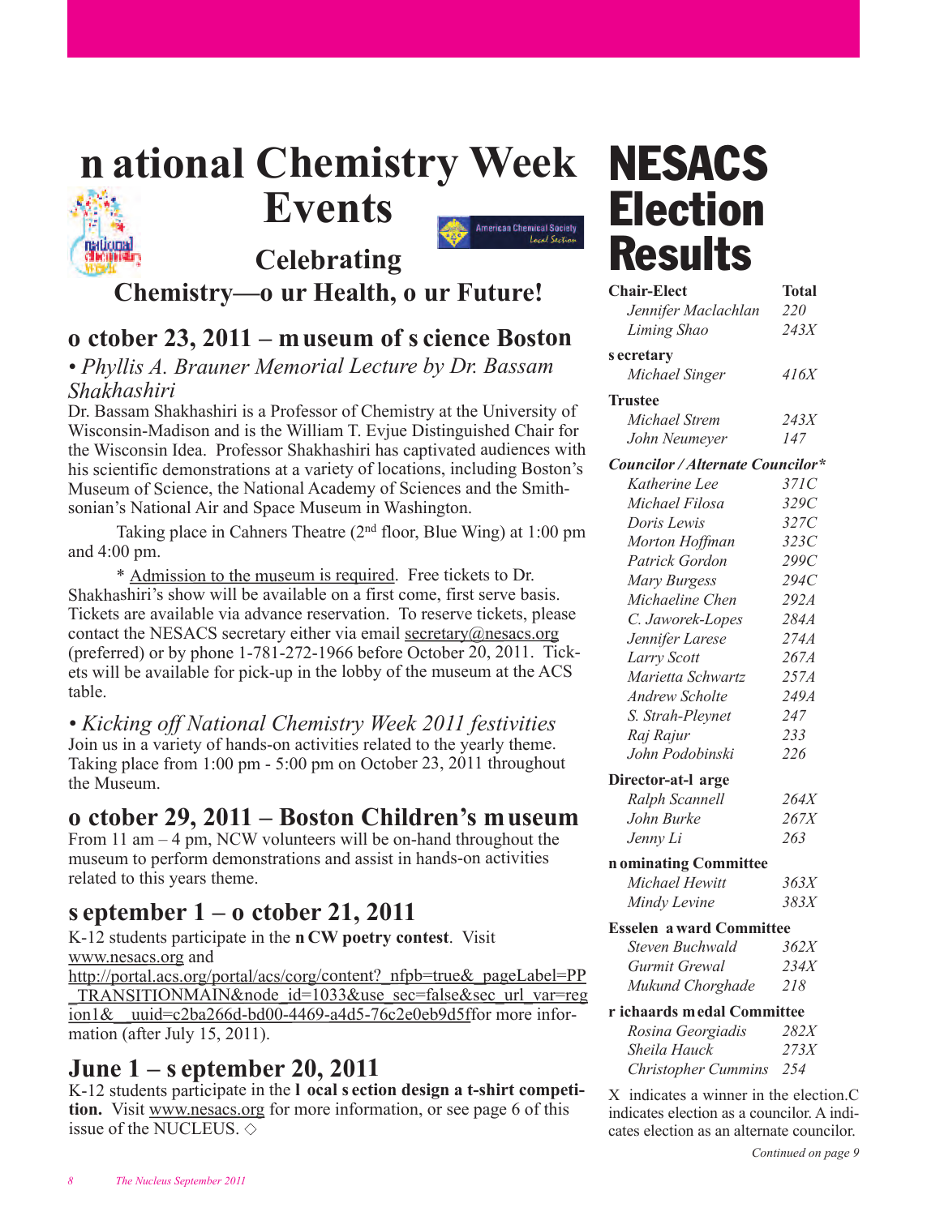# National Chemistry Week Events

## Celebrating Chemistry—Our Health, Our Future!

## October 23, 2011 – Museum of Science Boston

### • *Phyllis A. Brauner Memorial Lecture by Dr. Bassam Shakhashiri*

Dr. Bassam Shakhashiri is a Professor of Chemistry at the University of Wisconsin-Madison and is the William T. Evjue Distinguished Chair for the Wisconsin Idea. Professor Shakhashiri has captivated audiences with his scientific demonstrations at a variety of locations, including Boston's Museum of Science, the National Academy of Sciences and the Smithsonian's National Air and Space Museum in Washington.

Taking place in Cahners Theatre (2nd floor, Blue Wing) at 1:00 pm and 4:00 pm.

\* Admission to the museum is required. Free tickets to Dr. Shakhashiri's show will be available on a first come, first serve basis. Tickets are available via advance reservation. To reserve tickets, please contact the NESACS secretary either via email secretary@nesacs.org (preferred) or by phone 1-781-272-1966 before October 20, 2011. Tickets will be available for pick-up in the lobby of the museum at the ACS table.

### • *Kicking off National Chemistry Week 2011 festivities*

Join us in a variety of hands-on activities related to the yearly theme. Taking place from 1:00 pm - 5:00 pm on October 23, 2011 throughout the Museum.

## October 29, 2011 – Boston Children's Museum

From 11 am – 4 pm, NCW volunteers will be on-hand throughout the museum to perform demonstrations and assist in hands-on activities related to this years theme.

## September 1 – October 21, 2011

K-12 students participate in the **NCW poetry contest**. Visit www.nesacs.org and http://portal.acs.org/portal/acs/corg/content?_nfpb=true&_pageLabel=PP_TRANSITIONMAIN&node_id=1033&use_sec=false&sec_url_var=region1&__uuid=c2ba266d-bd00-4469-a4d5-76c2e0eb9d5ffor more information (after July 15, 2011).

## June 1 – September 20, 2011

K-12 students participate in the **Local Section design a t-shirt competition.** Visit www.nesacs.org for more information, or see page 6 of this issue of the NUCLEUS. ◇

# NESACS Election Results

| **Chair-Elect** | **Total** |
|---|---|
| *Jennifer Maclachlan* | *220* |
| *Liming Shao* | *243X* |
| **Secretary** | |
| *Michael Singer* | *416X* |
| **Trustee** | |
| *Michael Strem* | *243X* |
| *John Neumeyer* | *147* |
| ***Councilor / Alternate Councilor**** | |
| *Katherine Lee* | *371C* |
| *Michael Filosa* | *329C* |
| *Doris Lewis* | *327C* |
| *Morton Hoffman* | *323C* |
| *Patrick Gordon* | *299C* |
| *Mary Burgess* | *294C* |
| *Michaeline Chen* | *292A* |
| *C. Jaworek-Lopes* | *284A* |
| *Jennifer Larese* | *274A* |
| *Larry Scott* | *267A* |
| *Marietta Schwartz* | *257A* |
| *Andrew Scholte* | *249A* |
| *S. Strah-Pleynet* | *247* |
| *Raj Rajur* | *233* |
| *John Podobinski* | *226* |
| **Director-at-Large** | |
| *Ralph Scannell* | *264X* |
| *John Burke* | *267X* |
| *Jenny Li* | *263* |
| **Nominating Committee** | |
| *Michael Hewitt* | *363X* |
| *Mindy Levine* | *383X* |
| **Esselen Award Committee** | |
| *Steven Buchwald* | *362X* |
| *Gurmit Grewal* | *234X* |
| *Mukund Chorghade* | *218* |
| **Richaards Medal Committee** | |
| *Rosina Georgiadis* | *282X* |
| *Sheila Hauck* | *273X* |
| *Christopher Cummins* | *254* |

X indicates a winner in the election. C indicates election as a councilor. A indicates election as an alternate councilor.

*Continued on page 9*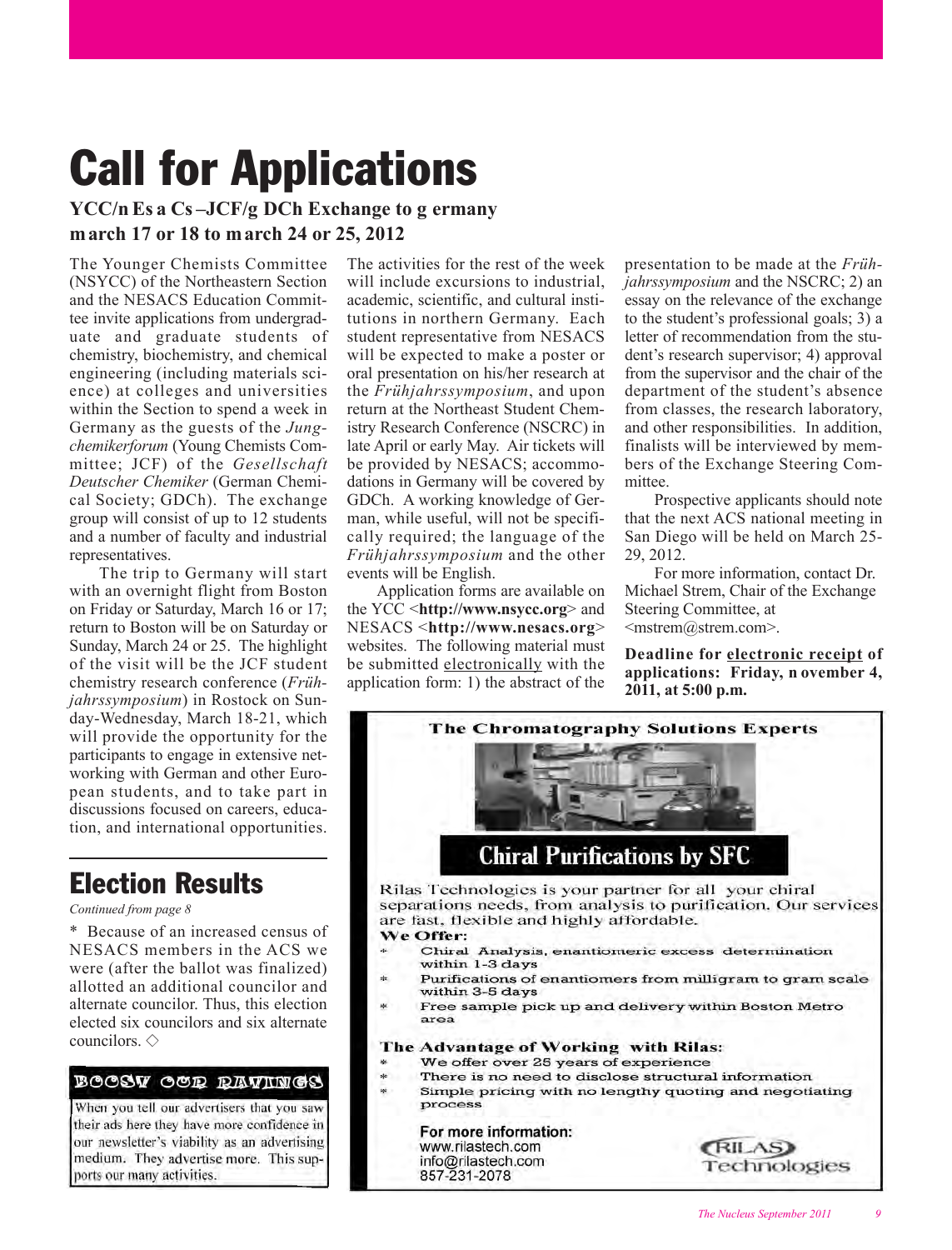# Call for Applications

**YCC/NESACS–JCF/GDCh Exchange to Germany**
**March 17 or 18 to March 24 or 25, 2012**

The Younger Chemists Committee (NSYCC) of the Northeastern Section and the NESACS Education Committee invite applications from undergraduate and graduate students of chemistry, biochemistry, and chemical engineering (including materials science) at colleges and universities within the Section to spend a week in Germany as the guests of the *Jungchemikerforum* (Young Chemists Committee; JCF) of the *Gesellschaft Deutscher Chemiker* (German Chemical Society; GDCh). The exchange group will consist of up to 12 students and a number of faculty and industrial representatives.

The trip to Germany will start with an overnight flight from Boston on Friday or Saturday, March 16 or 17; return to Boston will be on Saturday or Sunday, March 24 or 25. The highlight of the visit will be the JCF student chemistry research conference (*Frühjahrssymposium*) in Rostock on Sunday-Wednesday, March 18-21, which will provide the opportunity for the participants to engage in extensive networking with German and other European students, and to take part in discussions focused on careers, education, and international opportunities.

The activities for the rest of the week will include excursions to industrial, academic, scientific, and cultural institutions in northern Germany. Each student representative from NESACS will be expected to make a poster or oral presentation on his/her research at the *Frühjahrssymposium*, and upon return at the Northeast Student Chemistry Research Conference (NSCRC) in late April or early May. Air tickets will be provided by NESACS; accommodations in Germany will be covered by GDCh. A working knowledge of German, while useful, will not be specifically required; the language of the *Frühjahrssymposium* and the other events will be English.

Application forms are available on the YCC <**http://www.nsycc.org**> and NESACS <**http://www.nesacs.org**> websites. The following material must be submitted electronically with the application form: 1) the abstract of the presentation to be made at the *Frühjahrssymposium* and the NSCRC; 2) an essay on the relevance of the exchange to the student's professional goals; 3) a letter of recommendation from the student's research supervisor; 4) approval from the supervisor and the chair of the department of the student's absence from classes, the research laboratory, and other responsibilities. In addition, finalists will be interviewed by members of the Exchange Steering Committee.

Prospective applicants should note that the next ACS national meeting in San Diego will be held on March 25-29, 2012.

For more information, contact Dr. Michael Strem, Chair of the Exchange Steering Committee, at <mstrem@strem.com>.

**Deadline for electronic receipt of applications: Friday, November 4, 2011, at 5:00 p.m.**

# Election Results

*Continued from page 8*

* Because of an increased census of NESACS members in the ACS we were (after the ballot was finalized) allotted an additional councilor and alternate councilor. Thus, this election elected six councilors and six alternate councilors. ◇

**BOOST OUR RATINGS**

When you tell our advertisers that you saw their ads here they have more confidence in our newsletter's viability as an advertising medium. They advertise more. This supports our many activities.

**The Chromatography Solutions Experts**

**Chiral Purifications by SFC**

Rilas Technologies is your partner for all your chiral separations needs, from analysis to purification. Our services are fast, flexible and highly affordable.

**We Offer:**

* Chiral Analysis, enantiomeric excess determination within 1-3 days
* Purifications of enantiomers from milligram to gram scale within 3-5 days
* Free sample pick up and delivery within Boston Metro area

**The Advantage of Working with Rilas:**

* We offer over 25 years of experience
* There is no need to disclose structural information
* Simple pricing with no lengthy quoting and negotiating process

**For more information:**
www.rilastech.com
info@rilastech.com
857-231-2078

RILAS Technologies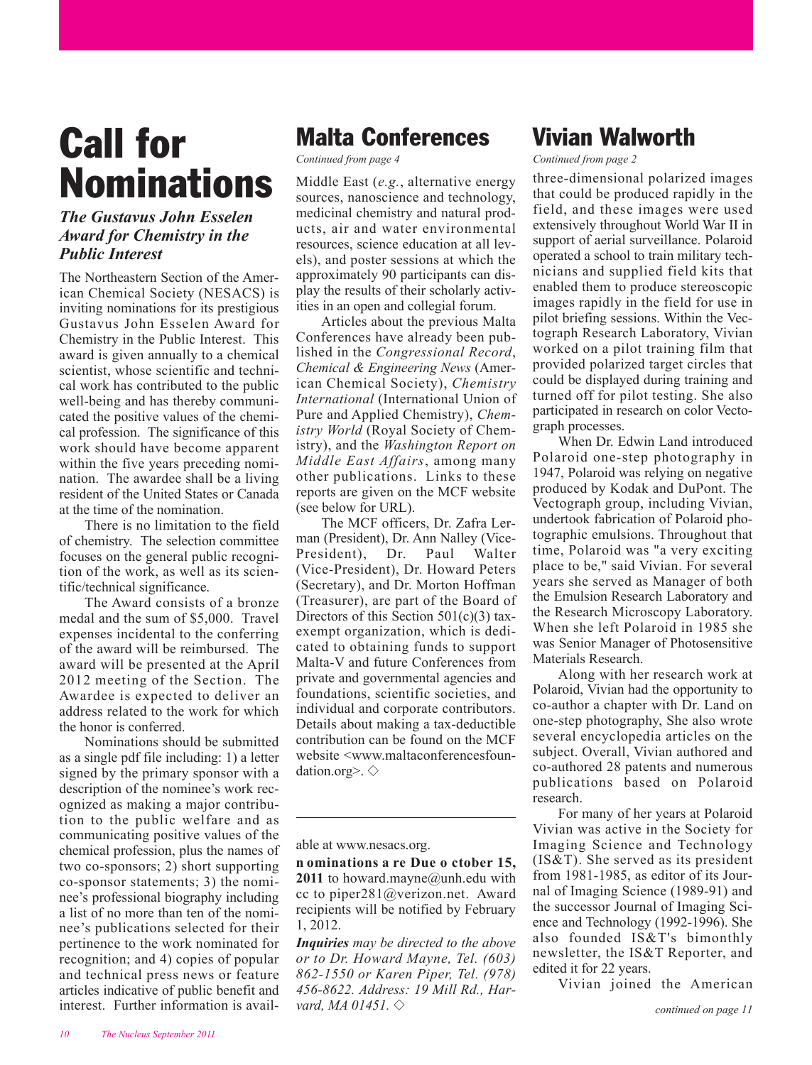# Call for Nominations

### *The Gustavus John Esselen Award for Chemistry in the Public Interest*

The Northeastern Section of the American Chemical Society (NESACS) is inviting nominations for its prestigious Gustavus John Esselen Award for Chemistry in the Public Interest. This award is given annually to a chemical scientist, whose scientific and technical work has contributed to the public well-being and has thereby communicated the positive values of the chemical profession. The significance of this work should have become apparent within the five years preceding nomination. The awardee shall be a living resident of the United States or Canada at the time of the nomination.

There is no limitation to the field of chemistry. The selection committee focuses on the general public recognition of the work, as well as its scientific/technical significance.

The Award consists of a bronze medal and the sum of $5,000. Travel expenses incidental to the conferring of the award will be reimbursed. The award will be presented at the April 2012 meeting of the Section. The Awardee is expected to deliver an address related to the work for which the honor is conferred.

Nominations should be submitted as a single pdf file including: 1) a letter signed by the primary sponsor with a description of the nominee's work recognized as making a major contribution to the public welfare and as communicating positive values of the chemical profession, plus the names of two co-sponsors; 2) short supporting co-sponsor statements; 3) the nominee's professional biography including a list of no more than ten of the nominee's publications selected for their pertinence to the work nominated for recognition; and 4) copies of popular and technical press news or feature articles indicative of public benefit and interest. Further information is available at www.nesacs.org.

**n ominations a re Due o ctober 15, 2011** to howard.mayne@unh.edu with cc to piper281@verizon.net. Award recipients will be notified by February 1, 2012.

***Inquiries*** *may be directed to the above or to Dr. Howard Mayne, Tel. (603) 862-1550 or Karen Piper, Tel. (978) 456-8622. Address: 19 Mill Rd., Harvard, MA 01451.* ◇

# Malta Conferences

*Continued from page 4*

Middle East (*e.g.*, alternative energy sources, nanoscience and technology, medicinal chemistry and natural products, air and water environmental resources, science education at all levels), and poster sessions at which the approximately 90 participants can display the results of their scholarly activities in an open and collegial forum.

Articles about the previous Malta Conferences have already been published in the *Congressional Record*, *Chemical & Engineering News* (American Chemical Society), *Chemistry International* (International Union of Pure and Applied Chemistry), *Chemistry World* (Royal Society of Chemistry), and the *Washington Report on Middle East Affairs*, among many other publications. Links to these reports are given on the MCF website (see below for URL).

The MCF officers, Dr. Zafra Lerman (President), Dr. Ann Nalley (Vice-President), Dr. Paul Walter (Vice-President), Dr. Howard Peters (Secretary), and Dr. Morton Hoffman (Treasurer), are part of the Board of Directors of this Section 501(c)(3) tax-exempt organization, which is dedicated to obtaining funds to support Malta-V and future Conferences from private and governmental agencies and foundations, scientific societies, and individual and corporate contributors. Details about making a tax-deductible contribution can be found on the MCF website <www.maltaconferencesfoundation.org>. ◇

# Vivian Walworth

*Continued from page 2*

three-dimensional polarized images that could be produced rapidly in the field, and these images were used extensively throughout World War II in support of aerial surveillance. Polaroid operated a school to train military technicians and supplied field kits that enabled them to produce stereoscopic images rapidly in the field for use in pilot briefing sessions. Within the Vectograph Research Laboratory, Vivian worked on a pilot training film that provided polarized target circles that could be displayed during training and turned off for pilot testing. She also participated in research on color Vectograph processes.

When Dr. Edwin Land introduced Polaroid one-step photography in 1947, Polaroid was relying on negative produced by Kodak and DuPont. The Vectograph group, including Vivian, undertook fabrication of Polaroid photographic emulsions. Throughout that time, Polaroid was "a very exciting place to be," said Vivian. For several years she served as Manager of both the Emulsion Research Laboratory and the Research Microscopy Laboratory. When she left Polaroid in 1985 she was Senior Manager of Photosensitive Materials Research.

Along with her research work at Polaroid, Vivian had the opportunity to co-author a chapter with Dr. Land on one-step photography, She also wrote several encyclopedia articles on the subject. Overall, Vivian authored and co-authored 28 patents and numerous publications based on Polaroid research.

For many of her years at Polaroid Vivian was active in the Society for Imaging Science and Technology (IS&T). She served as its president from 1981-1985, as editor of its Journal of Imaging Science (1989-91) and the successor Journal of Imaging Science and Technology (1992-1996). She also founded IS&T's bimonthly newsletter, the IS&T Reporter, and edited it for 22 years.

Vivian joined the American

*continued on page 11*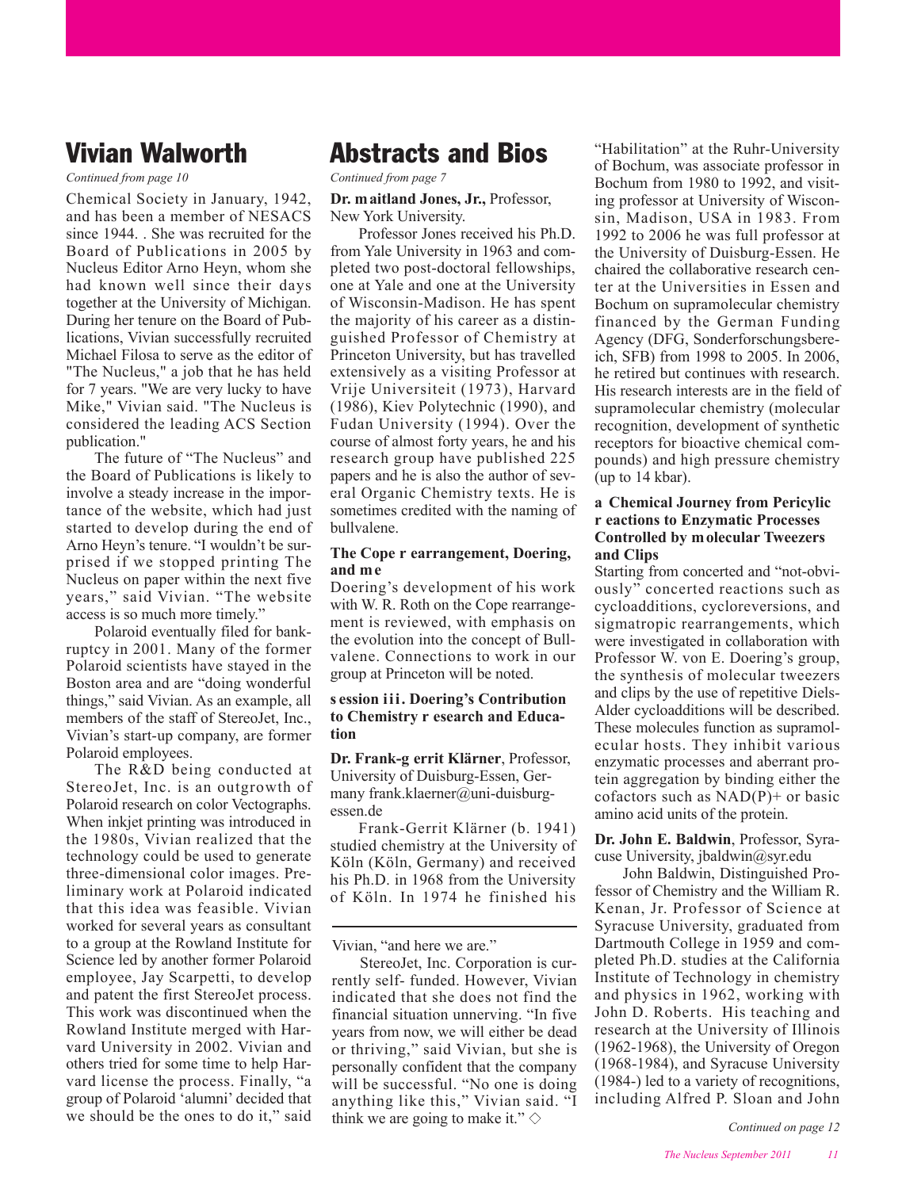## Vivian Walworth

*Continued from page 10*

Chemical Society in January, 1942, and has been a member of NESACS since 1944. . She was recruited for the Board of Publications in 2005 by Nucleus Editor Arno Heyn, whom she had known well since their days together at the University of Michigan. During her tenure on the Board of Publications, Vivian successfully recruited Michael Filosa to serve as the editor of "The Nucleus," a job that he has held for 7 years. "We are very lucky to have Mike," Vivian said. "The Nucleus is considered the leading ACS Section publication."

The future of "The Nucleus" and the Board of Publications is likely to involve a steady increase in the importance of the website, which had just started to develop during the end of Arno Heyn's tenure. "I wouldn't be surprised if we stopped printing The Nucleus on paper within the next five years," said Vivian. "The website access is so much more timely."

Polaroid eventually filed for bankruptcy in 2001. Many of the former Polaroid scientists have stayed in the Boston area and are "doing wonderful things," said Vivian. As an example, all members of the staff of StereoJet, Inc., Vivian's start-up company, are former Polaroid employees.

The R&D being conducted at StereoJet, Inc. is an outgrowth of Polaroid research on color Vectographs. When inkjet printing was introduced in the 1980s, Vivian realized that the technology could be used to generate three-dimensional color images. Preliminary work at Polaroid indicated that this idea was feasible. Vivian worked for several years as consultant to a group at the Rowland Institute for Science led by another former Polaroid employee, Jay Scarpetti, to develop and patent the first StereoJet process. This work was discontinued when the Rowland Institute merged with Harvard University in 2002. Vivian and others tried for some time to help Harvard license the process. Finally, "a group of Polaroid 'alumni' decided that we should be the ones to do it," said Vivian, "and here we are."

StereoJet, Inc. Corporation is currently self- funded. However, Vivian indicated that she does not find the financial situation unnerving. "In five years from now, we will either be dead or thriving," said Vivian, but she is personally confident that the company will be successful. "No one is doing anything like this," Vivian said. "I think we are going to make it." ◇

## Abstracts and Bios

*Continued from page 7*

**Dr. Maitland Jones, Jr.,** Professor, New York University.

Professor Jones received his Ph.D. from Yale University in 1963 and completed two post-doctoral fellowships, one at Yale and one at the University of Wisconsin-Madison. He has spent the majority of his career as a distinguished Professor of Chemistry at Princeton University, but has travelled extensively as a visiting Professor at Vrije Universiteit (1973), Harvard (1986), Kiev Polytechnic (1990), and Fudan University (1994). Over the course of almost forty years, he and his research group have published 225 papers and he is also the author of several Organic Chemistry texts. He is sometimes credited with the naming of bullvalene.

**The Cope Rearrangement, Doering, and Me**

Doering's development of his work with W. R. Roth on the Cope rearrangement is reviewed, with emphasis on the evolution into the concept of Bullvalene. Connections to work in our group at Princeton will be noted.

**Session III. Doering's Contribution to Chemistry Research and Education**

**Dr. Frank-Gerrit Klärner**, Professor, University of Duisburg-Essen, Germany frank.klaerner@uni-duisburg-essen.de

Frank-Gerrit Klärner (b. 1941) studied chemistry at the University of Köln (Köln, Germany) and received his Ph.D. in 1968 from the University of Köln. In 1974 he finished his "Habilitation" at the Ruhr-University of Bochum, was associate professor in Bochum from 1980 to 1992, and visiting professor at University of Wisconsin, Madison, USA in 1983. From 1992 to 2006 he was full professor at the University of Duisburg-Essen. He chaired the collaborative research center at the Universities in Essen and Bochum on supramolecular chemistry financed by the German Funding Agency (DFG, Sonderforschungsbereich, SFB) from 1998 to 2005. In 2006, he retired but continues with research. His research interests are in the field of supramolecular chemistry (molecular recognition, development of synthetic receptors for bioactive chemical compounds) and high pressure chemistry (up to 14 kbar).

**A Chemical Journey from Pericylic Reactions to Enzymatic Processes Controlled by Molecular Tweezers and Clips**

Starting from concerted and "not-obviously" concerted reactions such as cycloadditions, cycloreversions, and sigmatropic rearrangements, which were investigated in collaboration with Professor W. von E. Doering's group, the synthesis of molecular tweezers and clips by the use of repetitive Diels-Alder cycloadditions will be described. These molecules function as supramolecular hosts. They inhibit various enzymatic processes and aberrant protein aggregation by binding either the cofactors such as $NAD(P)^+$ or basic amino acid units of the protein.

**Dr. John E. Baldwin**, Professor, Syracuse University, jbaldwin@syr.edu

John Baldwin, Distinguished Professor of Chemistry and the William R. Kenan, Jr. Professor of Science at Syracuse University, graduated from Dartmouth College in 1959 and completed Ph.D. studies at the California Institute of Technology in chemistry and physics in 1962, working with John D. Roberts. His teaching and research at the University of Illinois (1962-1968), the University of Oregon (1968-1984), and Syracuse University (1984-) led to a variety of recognitions, including Alfred P. Sloan and John

*Continued on page 12*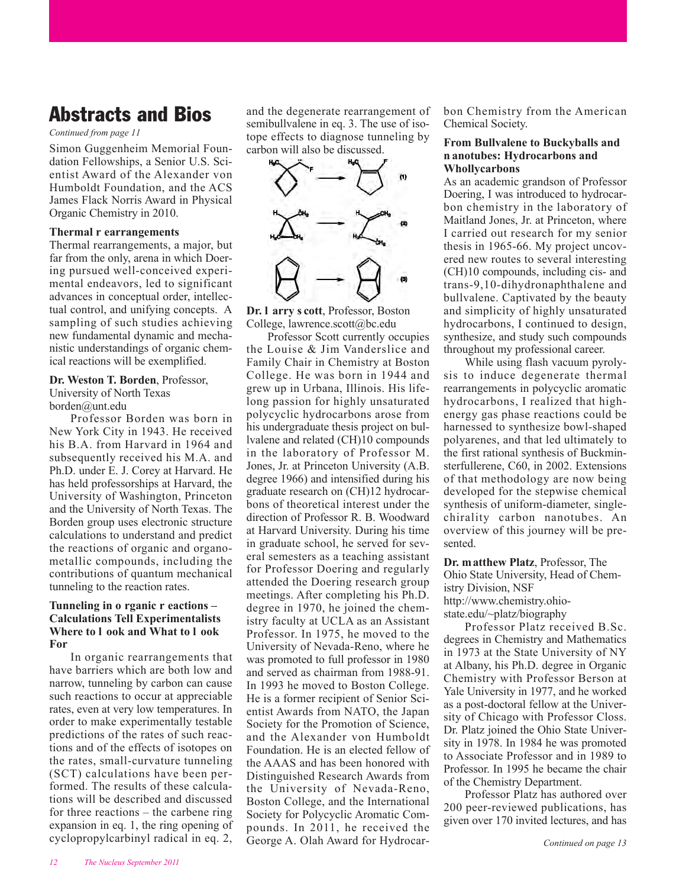# Abstracts and Bios

*Continued from page 11*

Simon Guggenheim Memorial Foundation Fellowships, a Senior U.S. Scientist Award of the Alexander von Humboldt Foundation, and the ACS James Flack Norris Award in Physical Organic Chemistry in 2010.

**Thermal r earrangements**

Thermal rearrangements, a major, but far from the only, arena in which Doering pursued well-conceived experimental endeavors, led to significant advances in conceptual order, intellectual control, and unifying concepts. A sampling of such studies achieving new fundamental dynamic and mechanistic understandings of organic chemical reactions will be exemplified.

**Dr. Weston T. Borden**, Professor, University of North Texas borden@unt.edu

Professor Borden was born in New York City in 1943. He received his B.A. from Harvard in 1964 and subsequently received his M.A. and Ph.D. under E. J. Corey at Harvard. He has held professorships at Harvard, the University of Washington, Princeton and the University of North Texas. The Borden group uses electronic structure calculations to understand and predict the reactions of organic and organometallic compounds, including the contributions of quantum mechanical tunneling to the reaction rates.

**Tunneling in o rganic r eactions – Calculations Tell Experimentalists Where to l ook and What to l ook For**

In organic rearrangements that have barriers which are both low and narrow, tunneling by carbon can cause such reactions to occur at appreciable rates, even at very low temperatures. In order to make experimentally testable predictions of the rates of such reactions and of the effects of isotopes on the rates, small-curvature tunneling (SCT) calculations have been performed. The results of these calculations will be described and discussed for three reactions – the carbene ring expansion in eq. 1, the ring opening of cyclopropylcarbinyl radical in eq. 2, and the degenerate rearrangement of semibullvalene in eq. 3. The use of isotope effects to diagnose tunneling by carbon will also be discussed.

**Dr. l arry s cott**, Professor, Boston College, lawrence.scott@bc.edu

Professor Scott currently occupies the Louise & Jim Vanderslice and Family Chair in Chemistry at Boston College. He was born in 1944 and grew up in Urbana, Illinois. His lifelong passion for highly unsaturated polycyclic hydrocarbons arose from his undergraduate thesis project on bullvalene and related $(CH)_{10}$ compounds in the laboratory of Professor M. Jones, Jr. at Princeton University (A.B. degree 1966) and intensified during his graduate research on $(CH)_{12}$ hydrocarbons of theoretical interest under the direction of Professor R. B. Woodward at Harvard University. During his time in graduate school, he served for several semesters as a teaching assistant for Professor Doering and regularly attended the Doering research group meetings. After completing his Ph.D. degree in 1970, he joined the chemistry faculty at UCLA as an Assistant Professor. In 1975, he moved to the University of Nevada-Reno, where he was promoted to full professor in 1980 and served as chairman from 1988-91. In 1993 he moved to Boston College. He is a former recipient of Senior Scientist Awards from NATO, the Japan Society for the Promotion of Science, and the Alexander von Humboldt Foundation. He is an elected fellow of the AAAS and has been honored with Distinguished Research Awards from the University of Nevada-Reno, Boston College, and the International Society for Polycyclic Aromatic Compounds. In 2011, he received the George A. Olah Award for Hydrocarbon Chemistry from the American Chemical Society.

**From Bullvalene to Buckyballs and n anotubes: Hydrocarbons and Whollycarbons**

As an academic grandson of Professor Doering, I was introduced to hydrocarbon chemistry in the laboratory of Maitland Jones, Jr. at Princeton, where I carried out research for my senior thesis in 1965-66. My project uncovered new routes to several interesting $(CH)_{10}$ compounds, including cis- and trans-9,10-dihydronaphthalene and bullvalene. Captivated by the beauty and simplicity of highly unsaturated hydrocarbons, I continued to design, synthesize, and study such compounds throughout my professional career.

While using flash vacuum pyrolysis to induce degenerate thermal rearrangements in polycyclic aromatic hydrocarbons, I realized that high-energy gas phase reactions could be harnessed to synthesize bowl-shaped polyarenes, and that led ultimately to the first rational synthesis of Buckminsterfullerene, C60, in 2002. Extensions of that methodology are now being developed for the stepwise chemical synthesis of uniform-diameter, single-chirality carbon nanotubes. An overview of this journey will be presented.

**Dr. m atthew Platz**, Professor, The Ohio State University, Head of Chemistry Division, NSF http://www.chemistry.ohio-state.edu/~platz/biography

Professor Platz received B.Sc. degrees in Chemistry and Mathematics in 1973 at the State University of NY at Albany, his Ph.D. degree in Organic Chemistry with Professor Berson at Yale University in 1977, and he worked as a post-doctoral fellow at the University of Chicago with Professor Closs. Dr. Platz joined the Ohio State University in 1978. In 1984 he was promoted to Associate Professor and in 1989 to Professor. In 1995 he became the chair of the Chemistry Department.

Professor Platz has authored over 200 peer-reviewed publications, has given over 170 invited lectures, and has

*Continued on page 13*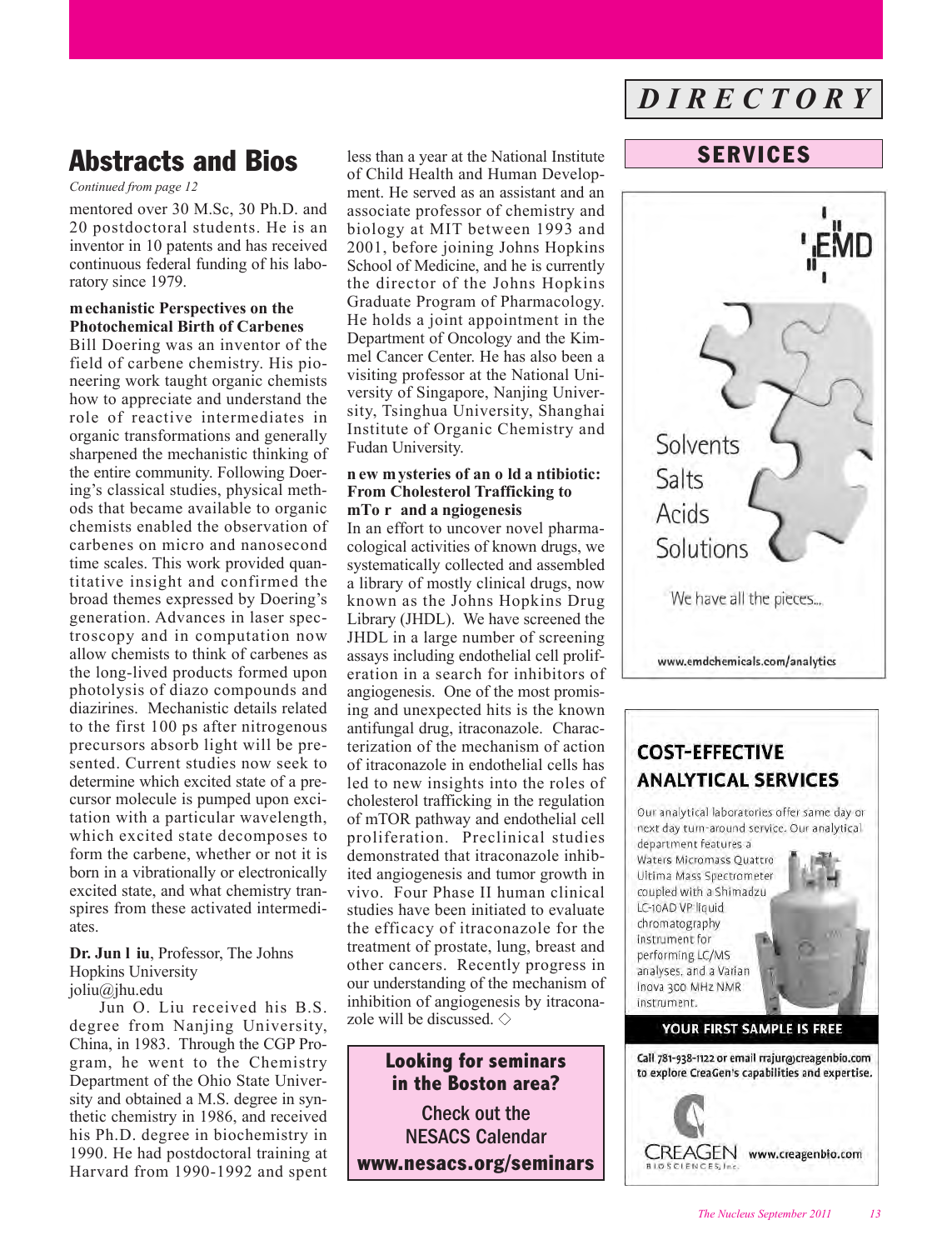# Abstracts and Bios

*Continued from page 12*

mentored over 30 M.Sc, 30 Ph.D. and 20 postdoctoral students. He is an inventor in 10 patents and has received continuous federal funding of his laboratory since 1979.

**Mechanistic Perspectives on the Photochemical Birth of Carbenes**

Bill Doering was an inventor of the field of carbene chemistry. His pioneering work taught organic chemists how to appreciate and understand the role of reactive intermediates in organic transformations and generally sharpened the mechanistic thinking of the entire community. Following Doering's classical studies, physical methods that became available to organic chemists enabled the observation of carbenes on micro and nanosecond time scales. This work provided quantitative insight and confirmed the broad themes expressed by Doering's generation. Advances in laser spectroscopy and in computation now allow chemists to think of carbenes as the long-lived products formed upon photolysis of diazo compounds and diazirines. Mechanistic details related to the first 100 ps after nitrogenous precursors absorb light will be presented. Current studies now seek to determine which excited state of a precursor molecule is pumped upon excitation with a particular wavelength, which excited state decomposes to form the carbene, whether or not it is born in a vibrationally or electronically excited state, and what chemistry transpires from these activated intermediates.

**Dr. Jun Liu**, Professor, The Johns Hopkins University
joliu@jhu.edu

Jun O. Liu received his B.S. degree from Nanjing University, China, in 1983. Through the CGP Program, he went to the Chemistry Department of the Ohio State University and obtained a M.S. degree in synthetic chemistry in 1986, and received his Ph.D. degree in biochemistry in 1990. He had postdoctoral training at Harvard from 1990-1992 and spent less than a year at the National Institute of Child Health and Human Development. He served as an assistant and an associate professor of chemistry and biology at MIT between 1993 and 2001, before joining Johns Hopkins School of Medicine, and he is currently the director of the Johns Hopkins Graduate Program of Pharmacology. He holds a joint appointment in the Department of Oncology and the Kimmel Cancer Center. He has also been a visiting professor at the National University of Singapore, Nanjing University, Tsinghua University, Shanghai Institute of Organic Chemistry and Fudan University.

**New Mysteries of an Old Antibiotic: From Cholesterol Trafficking to mToR and Angiogenesis**

In an effort to uncover novel pharmacological activities of known drugs, we systematically collected and assembled a library of mostly clinical drugs, now known as the Johns Hopkins Drug Library (JHDL). We have screened the JHDL in a large number of screening assays including endothelial cell proliferation in a search for inhibitors of angiogenesis. One of the most promising and unexpected hits is the known antifungal drug, itraconazole. Characterization of the mechanism of action of itraconazole in endothelial cells has led to new insights into the roles of cholesterol trafficking in the regulation of mTOR pathway and endothelial cell proliferation. Preclinical studies demonstrated that itraconazole inhibited angiogenesis and tumor growth in vivo. Four Phase II human clinical studies have been initiated to evaluate the efficacy of itraconazole for the treatment of prostate, lung, breast and other cancers. Recently progress in our understanding of the mechanism of inhibition of angiogenesis by itraconazole will be discussed. ◇

**Looking for seminars in the Boston area?**
**Check out the NESACS Calendar**
**www.nesacs.org/seminars**

# *DIRECTORY*

## SERVICES

EMD

Solvents
Salts
Acids
Solutions

We have all the pieces...

www.emdchemicals.com/analytics

**COST-EFFECTIVE ANALYTICAL SERVICES**

Our analytical laboratories offer same day or next day turn-around service. Our analytical department features a Waters Micromass Quattro Ultima Mass Spectrometer coupled with a Shimadzu LC-10AD VP liquid chromatography instrument for performing LC/MS analyses, and a Varian Inova 300 MHz NMR instrument.

**YOUR FIRST SAMPLE IS FREE**

Call 781-938-1122 or email rrajur@creagenbio.com to explore CreaGen's capabilities and expertise.

CREAGEN BIOSCIENCES, Inc. www.creagenbio.com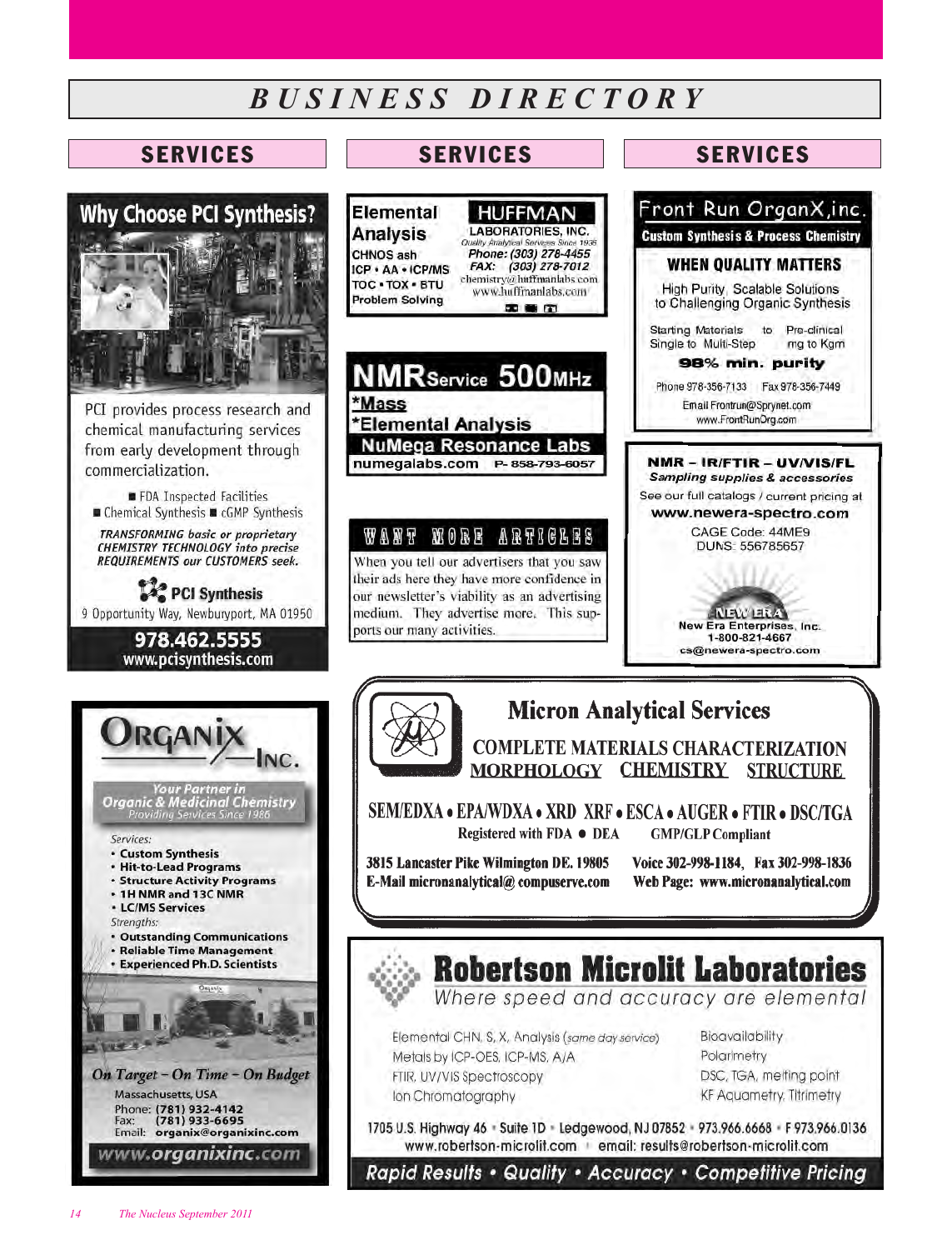# BUSINESS DIRECTORY

## SERVICES

### Why Choose PCI Synthesis?

PCI provides process research and chemical manufacturing services from early development through commercialization.

- FDA Inspected Facilities
- Chemical Synthesis
- cGMP Synthesis

*TRANSFORMING basic or proprietary CHEMISTRY TECHNOLOGY into precise REQUIREMENTS our CUSTOMERS seek.*

**PCI Synthesis**
9 Opportunity Way, Newburyport, MA 01950
**978.462.5555**
**www.pcisynthesis.com**

---

### Elemental Analysis

CHNOS ash
ICP • AA • ICP/MS
TOC • TOX • BTU
Problem Solving

**HUFFMAN LABORATORIES, INC.**
*Quality Analytical Services Since 1936*
*Phone: (303) 278-4455*
*FAX: (303) 278-7012*
chemistry@huffmanlabs.com
www.huffmanlabs.com

---

### NMR Service 500MHz

*Mass
*Elemental Analysis

**NuMega Resonance Labs**
numegalabs.com P- 858-793-6057

---

### WANT MORE ARTICLES

When you tell our advertisers that you saw their ads here they have more confidence in our newsletter's viability as an advertising medium. They advertise more. This supports our many activities.

---

### Front Run OrganX, inc.

**Custom Synthesis & Process Chemistry**

**WHEN QUALITY MATTERS**

High Purity, Scalable Solutions to Challenging Organic Synthesis

Starting Materials to Pre-clinical
Single to Multi-Step mg to Kgm

**98% min. purity**

Phone 978-356-7133 Fax 978-356-7449
Email Frontrun@Sprynet.com
www.FrontRunOrg.com

---

### NMR – IR/FTIR – UV/VIS/FL

*Sampling supplies & accessories*

See our full catalogs / current pricing at
**www.newera-spectro.com**

CAGE Code: 44ME9
DUNS: 556785657

**NEW ERA**
New Era Enterprises, Inc.
1-800-821-4667
cs@newera-spectro.com

---

### ORGANIX INC.

*Your Partner in Organic & Medicinal Chemistry*
*Providing Services Since 1986*

*Services:*

- **Custom Synthesis**
- **Hit-to-Lead Programs**
- **Structure Activity Programs**
- **1H NMR and 13C NMR**
- **LC/MS Services**

*Strengths:*

- **Outstanding Communications**
- **Reliable Time Management**
- **Experienced Ph.D. Scientists**

*On Target – On Time – On Budget*

Massachusetts, USA
Phone: **(781) 932-4142**
Fax: **(781) 933-6695**
Email: **organix@organixinc.com**
**www.organixinc.com**

---

### Micron Analytical Services

**COMPLETE MATERIALS CHARACTERIZATION**
**MORPHOLOGY CHEMISTRY STRUCTURE**

**SEM/EDXA • EPA/WDXA • XRD XRF • ESCA • AUGER • FTIR • DSC/TGA**

Registered with FDA • DEA GMP/GLP Compliant

3815 Lancaster Pike Wilmington DE. 19805
E-Mail micronanalytical@ compuserve.com
Voice 302-998-1184, Fax 302-998-1836
Web Page: www.micronanalytical.com

---

### Robertson Microlit Laboratories

*Where speed and accuracy are elemental*

Elemental CHN, S, X, Analysis (*same day service*)
Metals by ICP-OES, ICP-MS, A/A
FTIR, UV/VIS Spectroscopy
Ion Chromatography
Bioavailability
Polarimetry
DSC, TGA, melting point
KF Aquametry, Titrimetry

1705 U.S. Highway 46 • Suite 1D • Ledgewood, NJ 07852 • 973.966.6668 • F 973.966.0136
www.robertson-microlit.com • email: results@robertson-microlit.com

***Rapid Results • Quality • Accuracy • Competitive Pricing***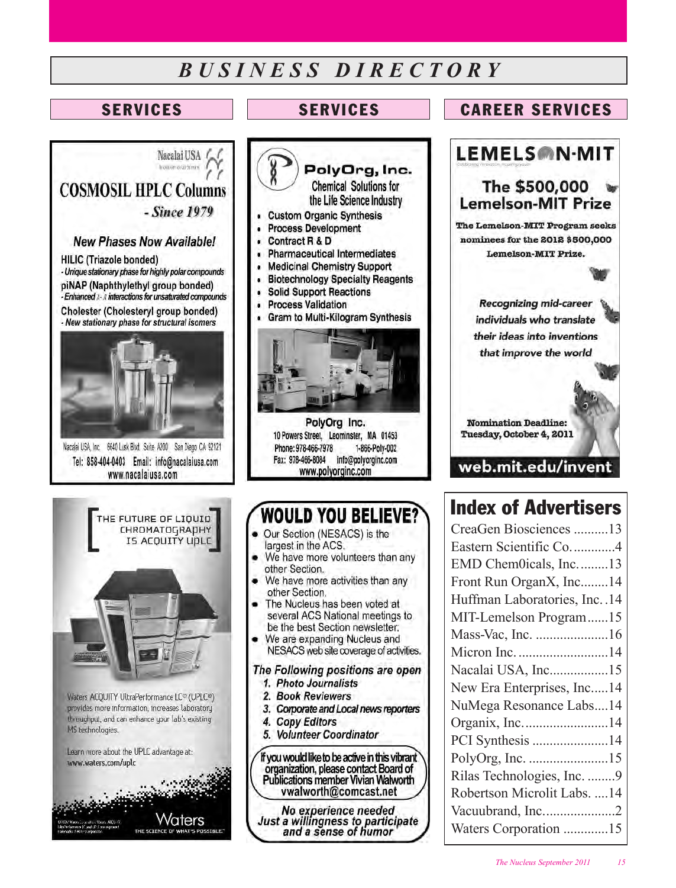# BUSINESS DIRECTORY

## SERVICES

Nacalai USA

Innovation in Life Sciences

**COSMOSIL HPLC Columns**

*- Since 1979*

*New Phases Now Available!*

HILIC (Triazole bonded)
- Unique stationary phase for highly polar compounds

piNAP (Naphthylethyl group bonded)
- Enhanced π-π interactions for unsaturated compounds

Cholester (Cholesteryl group bonded)
- New stationary phase for structural isomers

Nacalai USA, Inc. 6640 Lusk Blvd. Suite A200 San Diego CA 92121
Tel: 858-404-0403 Email: info@nacalaiusa.com
www.nacalaiusa.com

THE FUTURE OF LIQUID CHROMATOGRAPHY IS ACQUITY UPLC

Waters ACQUITY UltraPerformance LC® (UPLC®) provides more information, increases laboratory throughput, and can enhance your lab's existing MS technologies.

Learn more about the UPLC advantage at: www.waters.com/uplc

Waters
THE SCIENCE OF WHAT'S POSSIBLE.™

## SERVICES

**PolyOrg, Inc.**

Chemical Solutions for the Life Science Industry

- Custom Organic Synthesis
- Process Development
- Contract R & D
- Pharmaceutical Intermediates
- Medicinal Chemistry Support
- Biotechnology Specialty Reagents
- Solid Support Reactions
- Process Validation
- Gram to Multi-Kilogram Synthesis

PolyOrg Inc.
10 Powers Street, Leominster, MA 01453
Phone: 978-466-7978 1-866-Poly-002
Fax: 978-466-8084 info@polyorginc.com
www.polyorginc.com

**WOULD YOU BELIEVE?**

- Our Section (NESACS) is the largest in the ACS.
- We have more volunteers than any other Section.
- We have more activities than any other Section.
- The Nucleus has been voted at several ACS National meetings to be the best Section newsletter.
- We are expanding Nucleus and NESACS web site coverage of activities.

*The Following positions are open*

1. *Photo Journalists*
2. *Book Reviewers*
3. *Corporate and Local news reporters*
4. *Copy Editors*
5. *Volunteer Coordinator*

If you would like to be active in this vibrant organization, please contact Board of Publications member Vivian Walworth
vwalworth@comcast.net

*No experience needed*
*Just a willingness to participate and a sense of humor*

## CAREER SERVICES

**LEMELSON-MIT**

**The $500,000 Lemelson-MIT Prize**

**The Lemelson-MIT Program seeks nominees for the 2012 $500,000 Lemelson-MIT Prize.**

*Recognizing mid-career individuals who translate their ideas into inventions that improve the world*

**Nomination Deadline: Tuesday, October 4, 2011**

**web.mit.edu/invent**

## Index of Advertisers

| Advertiser | Page |
|---|---|
| CreaGen Biosciences | 13 |
| Eastern Scientific Co. | 4 |
| EMD Chem0icals, Inc. | 13 |
| Front Run OrganX, Inc. | 14 |
| Huffman Laboratories, Inc. | 14 |
| MIT-Lemelson Program | 15 |
| Mass-Vac, Inc. | 16 |
| Micron Inc. | 14 |
| Nacalai USA, Inc. | 15 |
| New Era Enterprises, Inc. | 14 |
| NuMega Resonance Labs | 14 |
| Organix, Inc. | 14 |
| PCI Synthesis | 14 |
| PolyOrg, Inc. | 15 |
| Rilas Technologies, Inc. | 9 |
| Robertson Microlit Labs. | 14 |
| Vacuubrand, Inc. | 2 |
| Waters Corporation | 15 |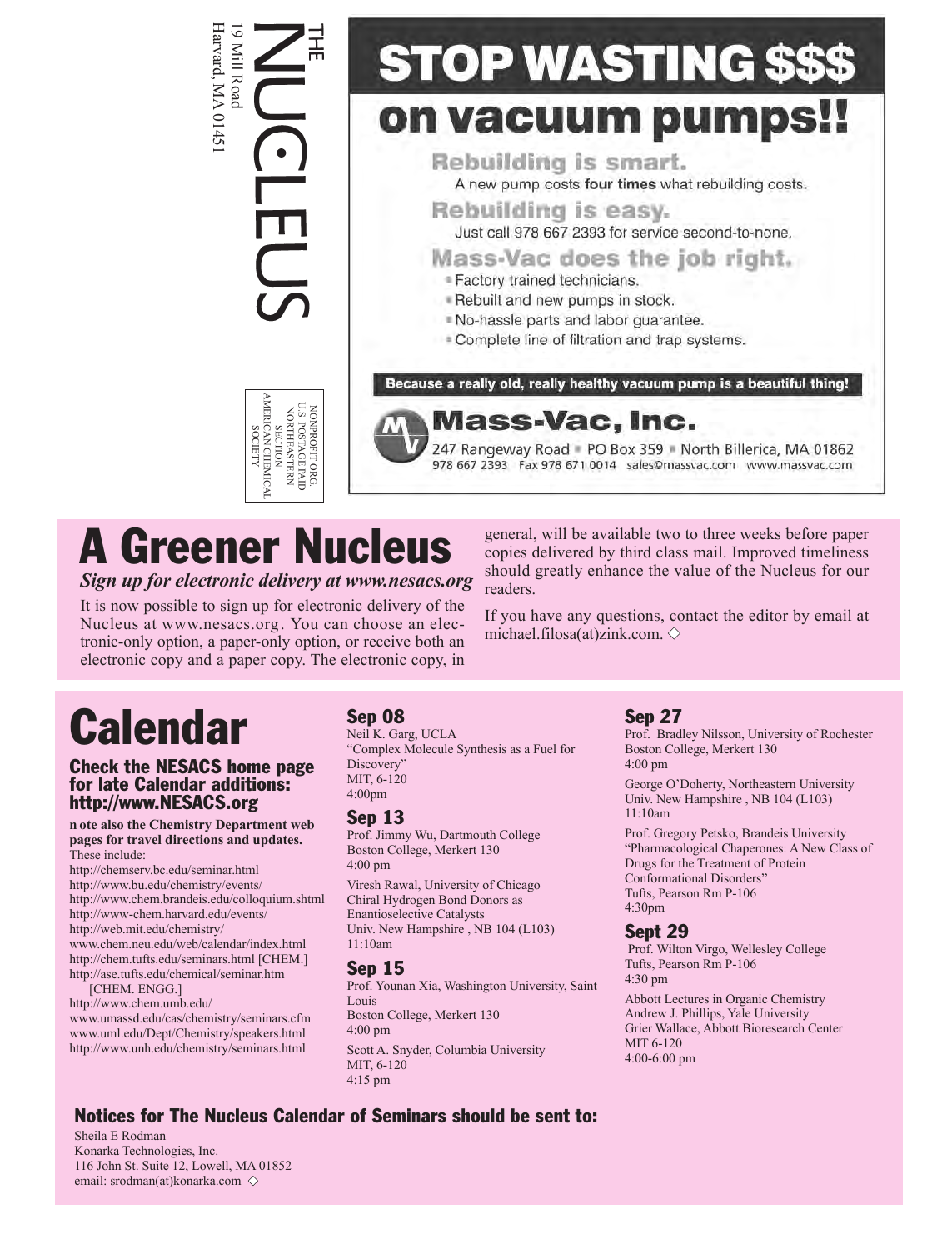THE NUCLEUS
19 Mill Road
Harvard, MA 01451

NONPROFIT ORG.
U.S. POSTAGE PAID
NORTHEASTERN
SECTION
AMERICAN CHEMICAL
SOCIETY

# STOP WASTING $$$ on vacuum pumps!!

**Rebuilding is smart.**
A new pump costs **four times** what rebuilding costs.

**Rebuilding is easy.**
Just call 978 667 2393 for service second-to-none.

**Mass-Vac does the job right.**
- Factory trained technicians.
- Rebuilt and new pumps in stock.
- No-hassle parts and labor guarantee.
- Complete line of filtration and trap systems.

**Because a really old, really healthy vacuum pump is a beautiful thing!**

**Mass-Vac, Inc.**
247 Rangeway Road ▪ PO Box 359 ▪ North Billerica, MA 01862
978 667 2393 Fax 978 671 0014 sales@massvac.com www.massvac.com

# A Greener Nucleus

*Sign up for electronic delivery at www.nesacs.org*

It is now possible to sign up for electronic delivery of the Nucleus at www.nesacs.org. You can choose an electronic-only option, a paper-only option, or receive both an electronic copy and a paper copy. The electronic copy, in general, will be available two to three weeks before paper copies delivered by third class mail. Improved timeliness should greatly enhance the value of the Nucleus for our readers.

If you have any questions, contact the editor by email at michael.filosa(at)zink.com. ◇

# Calendar

## Check the NESACS home page for late Calendar additions: http://www.NESACS.org

**n ote also the Chemistry Department web pages for travel directions and updates.** These include:

http://chemserv.bc.edu/seminar.html
http://www.bu.edu/chemistry/events/
http://www.chem.brandeis.edu/colloquium.shtml
http://www-chem.harvard.edu/events/
http://web.mit.edu/chemistry/
www.chem.neu.edu/web/calendar/index.html
http://chem.tufts.edu/seminars.html [CHEM.]
http://ase.tufts.edu/chemical/seminar.htm [CHEM. ENGG.]
http://www.chem.umb.edu/
www.umassd.edu/cas/chemistry/seminars.cfm
www.uml.edu/Dept/Chemistry/speakers.html
http://www.unh.edu/chemistry/seminars.html

### Sep 08

Neil K. Garg, UCLA
"Complex Molecule Synthesis as a Fuel for Discovery"
MIT, 6-120
4:00pm

### Sep 13

Prof. Jimmy Wu, Dartmouth College
Boston College, Merkert 130
4:00 pm

Viresh Rawal, University of Chicago
Chiral Hydrogen Bond Donors as Enantioselective Catalysts
Univ. New Hampshire , NB 104 (L103)
11:10am

### Sep 15

Prof. Younan Xia, Washington University, Saint Louis
Boston College, Merkert 130
4:00 pm

Scott A. Snyder, Columbia University
MIT, 6-120
4:15 pm

### Sep 27

Prof. Bradley Nilsson, University of Rochester
Boston College, Merkert 130
4:00 pm

George O'Doherty, Northeastern University
Univ. New Hampshire , NB 104 (L103)
11:10am

Prof. Gregory Petsko, Brandeis University
"Pharmacological Chaperones: A New Class of Drugs for the Treatment of Protein Conformational Disorders"
Tufts, Pearson Rm P-106
4:30pm

### Sept 29

Prof. Wilton Virgo, Wellesley College
Tufts, Pearson Rm P-106
4:30 pm

Abbott Lectures in Organic Chemistry
Andrew J. Phillips, Yale University
Grier Wallace, Abbott Bioresearch Center
MIT 6-120
4:00-6:00 pm

## Notices for The Nucleus Calendar of Seminars should be sent to:

Sheila E Rodman
Konarka Technologies, Inc.
116 John St. Suite 12, Lowell, MA 01852
email: srodman(at)konarka.com ◇